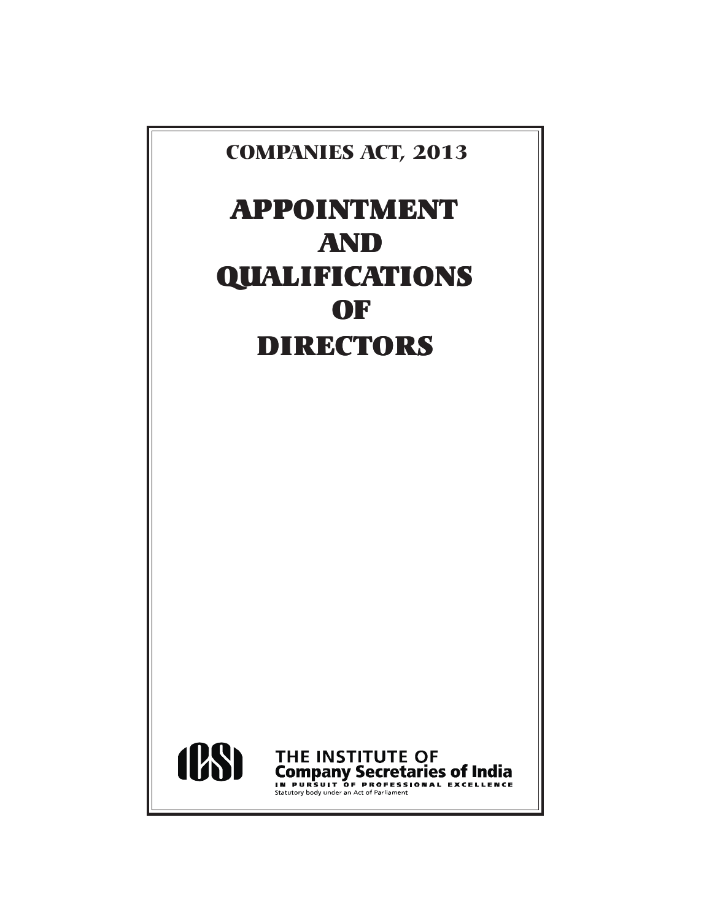**COMPANIES ACT, 2013**

# APPOINTMENT AND QUALIFICATIONS OF DIRECTORS

ICSI

THE INSTITUTE OF
**Company Secretaries of India**
IN PURSUIT OF PROFESSIONAL EXCELLENCE
Statutory body under an Act of Parliament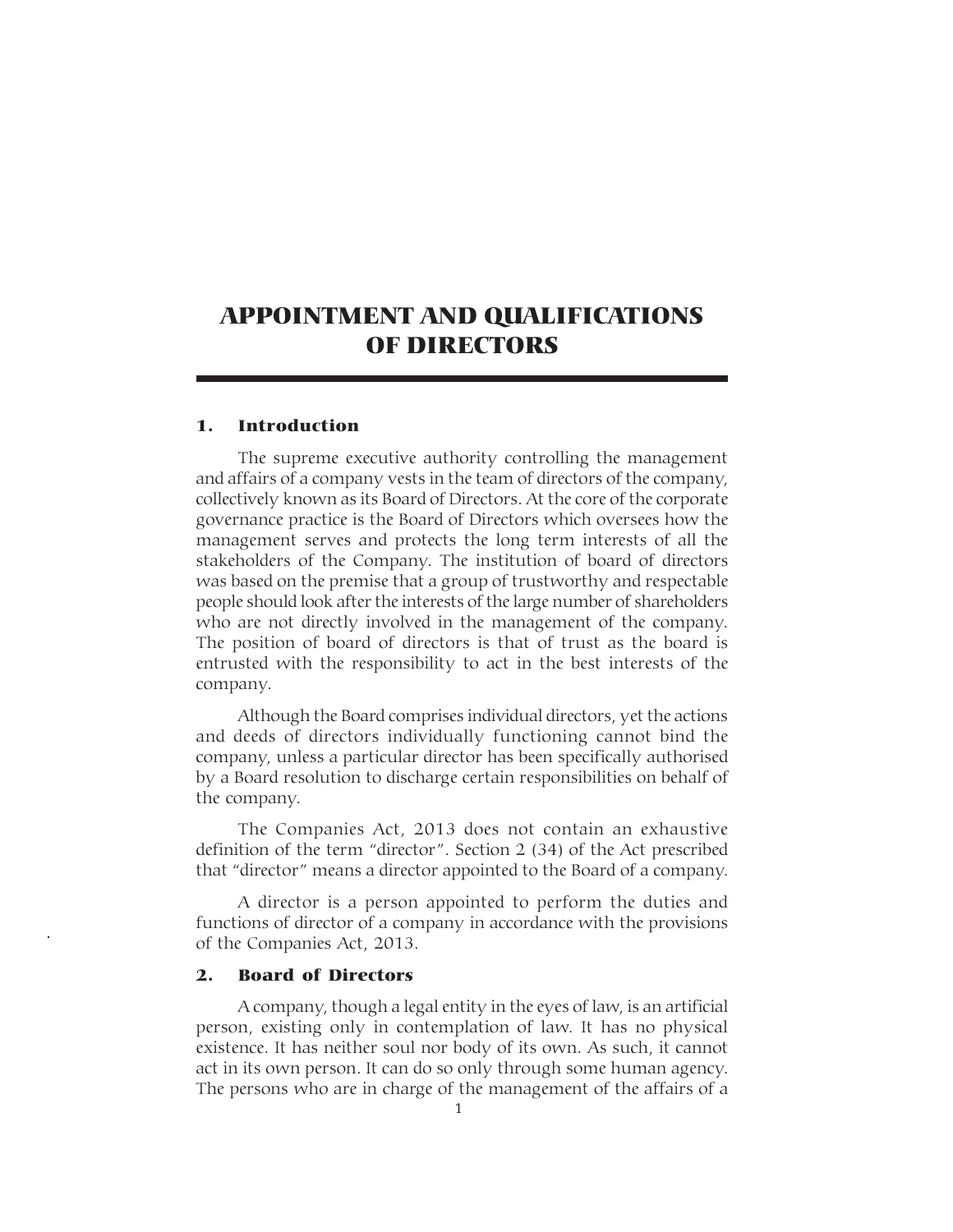# APPOINTMENT AND QUALIFICATIONS OF DIRECTORS

## 1. Introduction

The supreme executive authority controlling the management and affairs of a company vests in the team of directors of the company, collectively known as its Board of Directors. At the core of the corporate governance practice is the Board of Directors which oversees how the management serves and protects the long term interests of all the stakeholders of the Company. The institution of board of directors was based on the premise that a group of trustworthy and respectable people should look after the interests of the large number of shareholders who are not directly involved in the management of the company. The position of board of directors is that of trust as the board is entrusted with the responsibility to act in the best interests of the company.

Although the Board comprises individual directors, yet the actions and deeds of directors individually functioning cannot bind the company, unless a particular director has been specifically authorised by a Board resolution to discharge certain responsibilities on behalf of the company.

The Companies Act, 2013 does not contain an exhaustive definition of the term "director". Section 2 (34) of the Act prescribed that "director" means a director appointed to the Board of a company.

A director is a person appointed to perform the duties and functions of director of a company in accordance with the provisions of the Companies Act, 2013.

## 2. Board of Directors

A company, though a legal entity in the eyes of law, is an artificial person, existing only in contemplation of law. It has no physical existence. It has neither soul nor body of its own. As such, it cannot act in its own person. It can do so only through some human agency. The persons who are in charge of the management of the affairs of a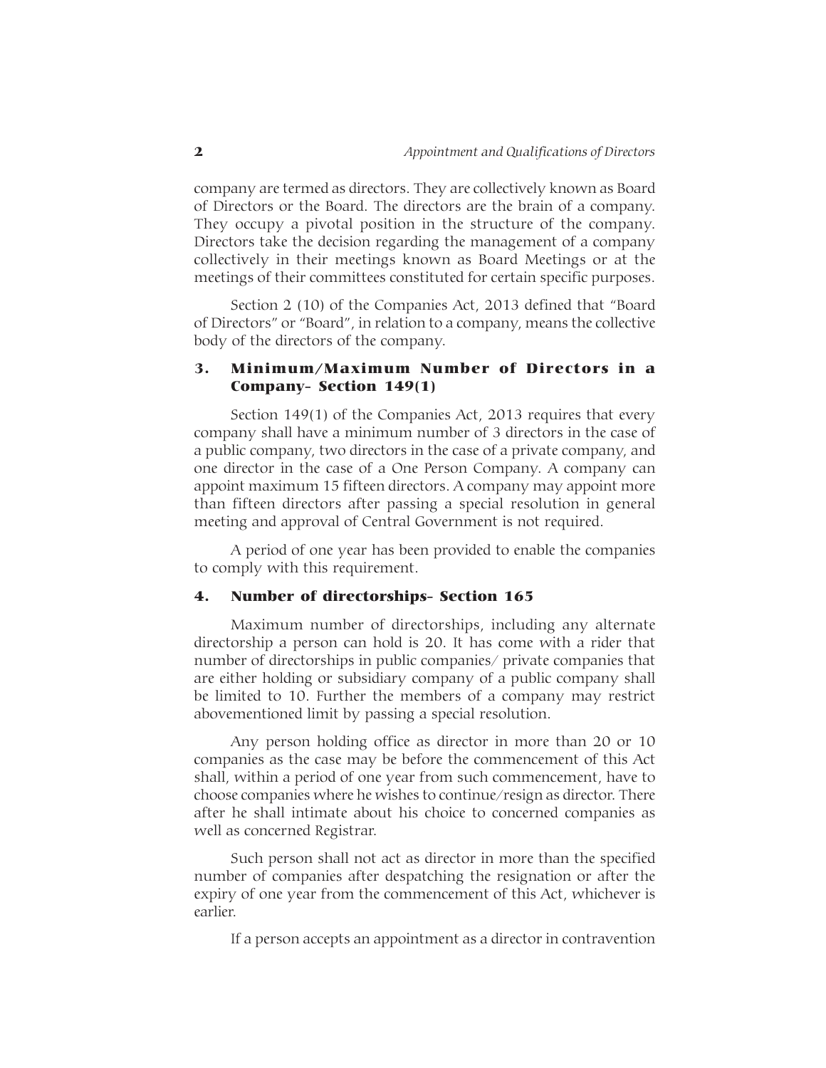company are termed as directors. They are collectively known as Board of Directors or the Board. The directors are the brain of a company. They occupy a pivotal position in the structure of the company. Directors take the decision regarding the management of a company collectively in their meetings known as Board Meetings or at the meetings of their committees constituted for certain specific purposes.

Section 2 (10) of the Companies Act, 2013 defined that "Board of Directors" or "Board", in relation to a company, means the collective body of the directors of the company.

## 3. Minimum/Maximum Number of Directors in a Company- Section 149(1)

Section 149(1) of the Companies Act, 2013 requires that every company shall have a minimum number of 3 directors in the case of a public company, two directors in the case of a private company, and one director in the case of a One Person Company. A company can appoint maximum 15 fifteen directors. A company may appoint more than fifteen directors after passing a special resolution in general meeting and approval of Central Government is not required.

A period of one year has been provided to enable the companies to comply with this requirement.

## 4. Number of directorships- Section 165

Maximum number of directorships, including any alternate directorship a person can hold is 20. It has come with a rider that number of directorships in public companies/ private companies that are either holding or subsidiary company of a public company shall be limited to 10. Further the members of a company may restrict abovementioned limit by passing a special resolution.

Any person holding office as director in more than 20 or 10 companies as the case may be before the commencement of this Act shall, within a period of one year from such commencement, have to choose companies where he wishes to continue/resign as director. There after he shall intimate about his choice to concerned companies as well as concerned Registrar.

Such person shall not act as director in more than the specified number of companies after despatching the resignation or after the expiry of one year from the commencement of this Act, whichever is earlier.

If a person accepts an appointment as a director in contravention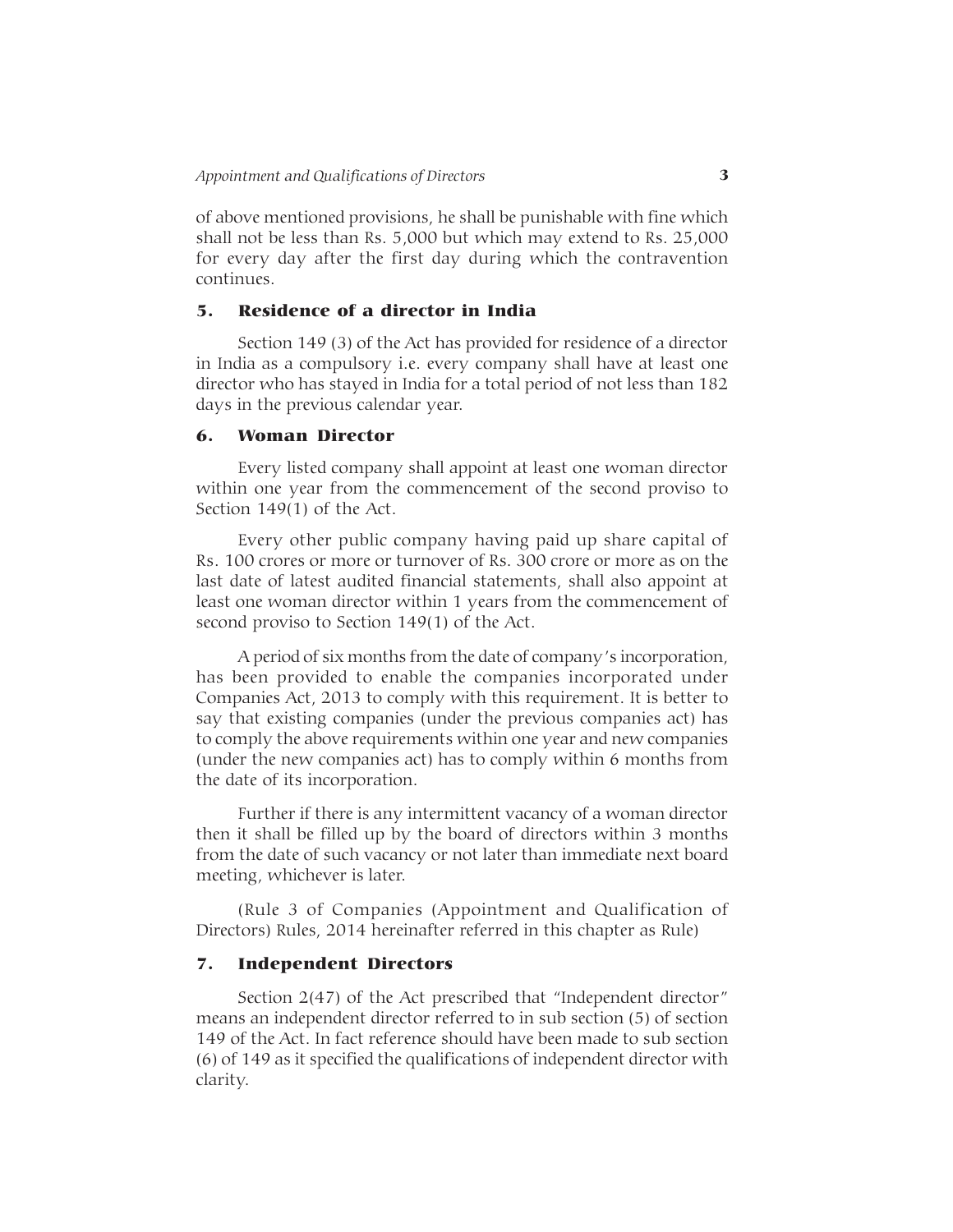of above mentioned provisions, he shall be punishable with fine which shall not be less than Rs. 5,000 but which may extend to Rs. 25,000 for every day after the first day during which the contravention continues.

## 5. Residence of a director in India

Section 149 (3) of the Act has provided for residence of a director in India as a compulsory i.e. every company shall have at least one director who has stayed in India for a total period of not less than 182 days in the previous calendar year.

## 6. Woman Director

Every listed company shall appoint at least one woman director within one year from the commencement of the second proviso to Section 149(1) of the Act.

Every other public company having paid up share capital of Rs. 100 crores or more or turnover of Rs. 300 crore or more as on the last date of latest audited financial statements, shall also appoint at least one woman director within 1 years from the commencement of second proviso to Section 149(1) of the Act.

A period of six months from the date of company's incorporation, has been provided to enable the companies incorporated under Companies Act, 2013 to comply with this requirement. It is better to say that existing companies (under the previous companies act) has to comply the above requirements within one year and new companies (under the new companies act) has to comply within 6 months from the date of its incorporation.

Further if there is any intermittent vacancy of a woman director then it shall be filled up by the board of directors within 3 months from the date of such vacancy or not later than immediate next board meeting, whichever is later.

(Rule 3 of Companies (Appointment and Qualification of Directors) Rules, 2014 hereinafter referred in this chapter as Rule)

## 7. Independent Directors

Section 2(47) of the Act prescribed that "Independent director" means an independent director referred to in sub section (5) of section 149 of the Act. In fact reference should have been made to sub section (6) of 149 as it specified the qualifications of independent director with clarity.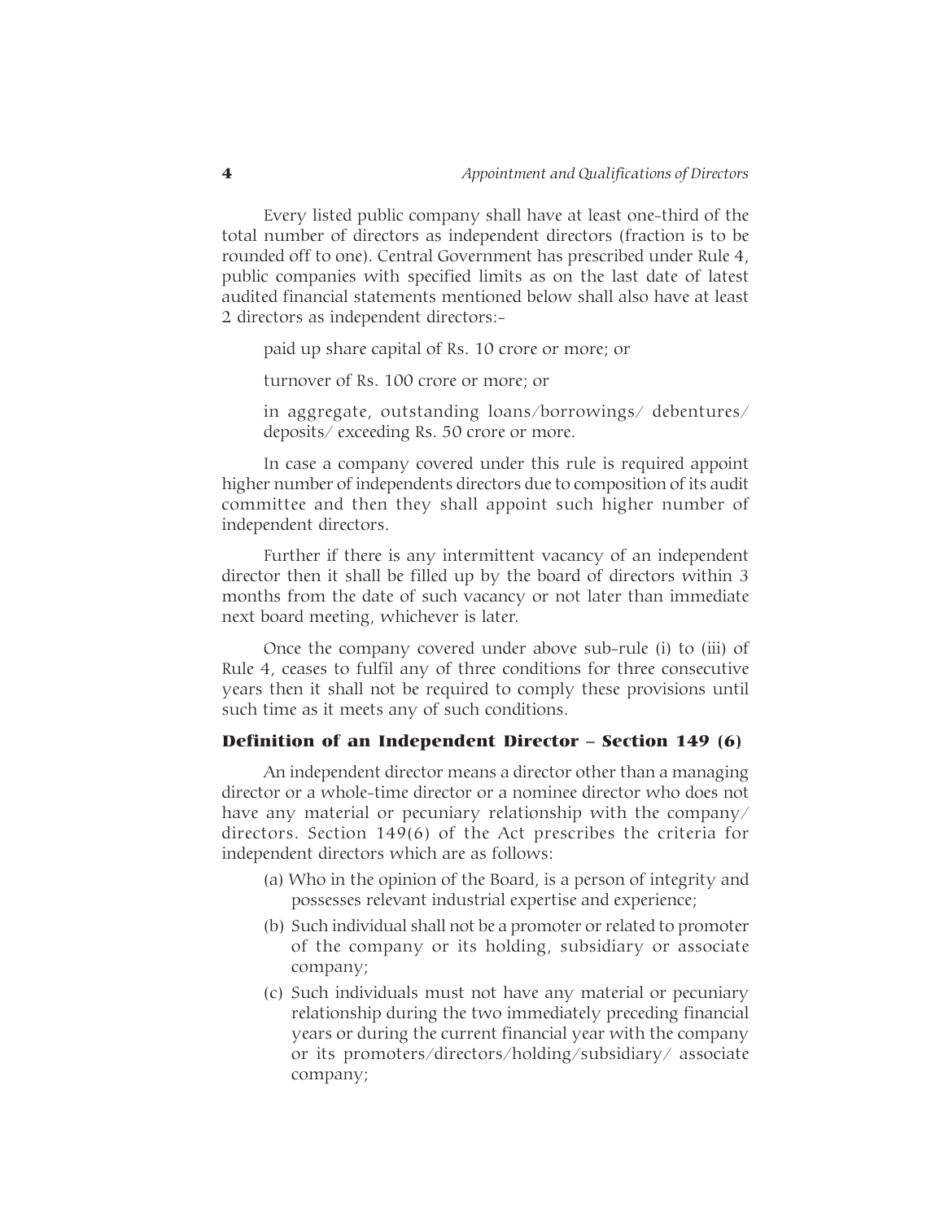Every listed public company shall have at least one-third of the total number of directors as independent directors (fraction is to be rounded off to one). Central Government has prescribed under Rule 4, public companies with specified limits as on the last date of latest audited financial statements mentioned below shall also have at least 2 directors as independent directors:-

paid up share capital of Rs. 10 crore or more; or

turnover of Rs. 100 crore or more; or

in aggregate, outstanding loans/borrowings/ debentures/ deposits/ exceeding Rs. 50 crore or more.

In case a company covered under this rule is required appoint higher number of independents directors due to composition of its audit committee and then they shall appoint such higher number of independent directors.

Further if there is any intermittent vacancy of an independent director then it shall be filled up by the board of directors within 3 months from the date of such vacancy or not later than immediate next board meeting, whichever is later.

Once the company covered under above sub-rule (i) to (iii) of Rule 4, ceases to fulfil any of three conditions for three consecutive years then it shall not be required to comply these provisions until such time as it meets any of such conditions.

### Definition of an Independent Director – Section 149 (6)

An independent director means a director other than a managing director or a whole-time director or a nominee director who does not have any material or pecuniary relationship with the company/ directors. Section 149(6) of the Act prescribes the criteria for independent directors which are as follows:

(a) Who in the opinion of the Board, is a person of integrity and possesses relevant industrial expertise and experience;

(b) Such individual shall not be a promoter or related to promoter of the company or its holding, subsidiary or associate company;

(c) Such individuals must not have any material or pecuniary relationship during the two immediately preceding financial years or during the current financial year with the company or its promoters/directors/holding/subsidiary/ associate company;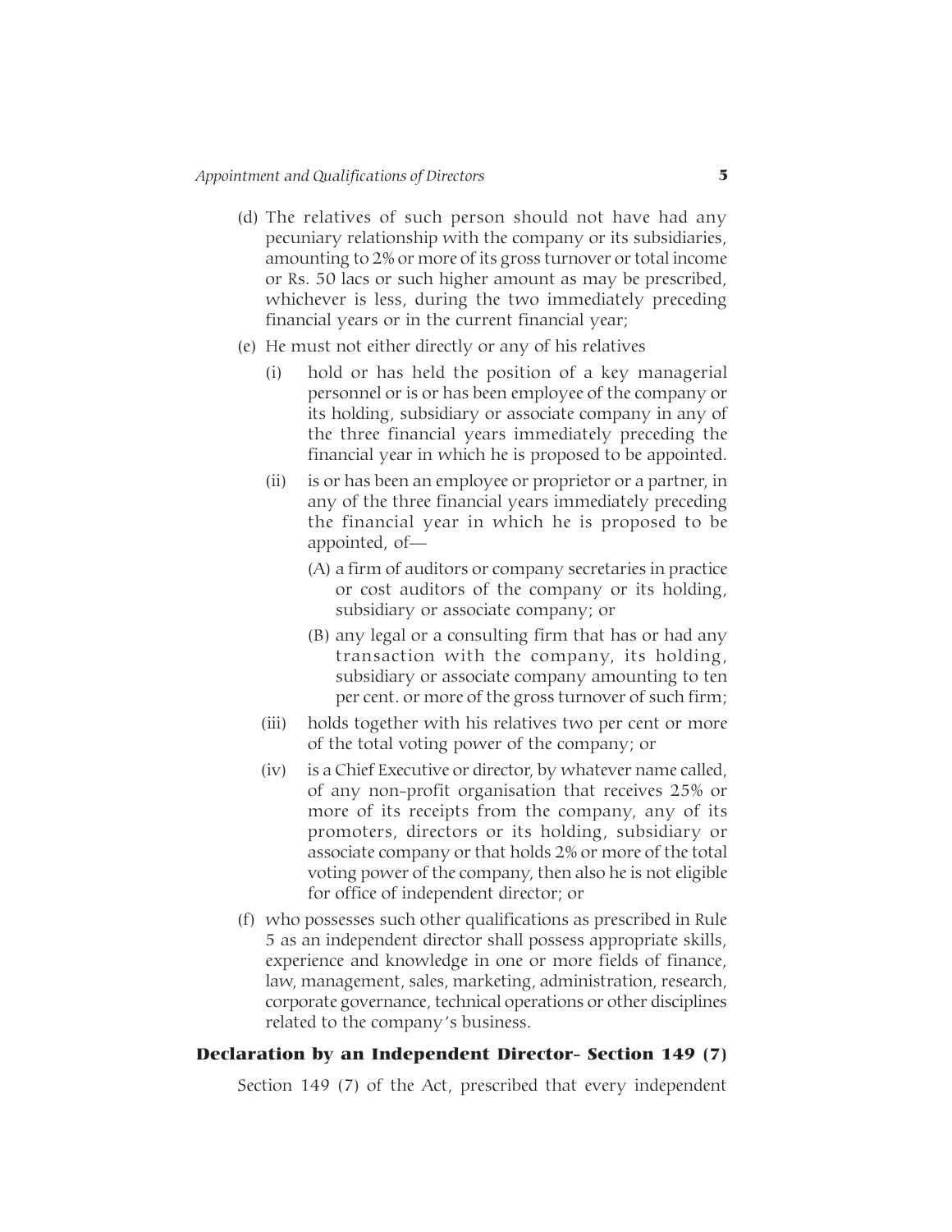(d) The relatives of such person should not have had any pecuniary relationship with the company or its subsidiaries, amounting to 2% or more of its gross turnover or total income or Rs. 50 lacs or such higher amount as may be prescribed, whichever is less, during the two immediately preceding financial years or in the current financial year;

(e) He must not either directly or any of his relatives

   (i) hold or has held the position of a key managerial personnel or is or has been employee of the company or its holding, subsidiary or associate company in any of the three financial years immediately preceding the financial year in which he is proposed to be appointed.

   (ii) is or has been an employee or proprietor or a partner, in any of the three financial years immediately preceding the financial year in which he is proposed to be appointed, of—

      (A) a firm of auditors or company secretaries in practice or cost auditors of the company or its holding, subsidiary or associate company; or

      (B) any legal or a consulting firm that has or had any transaction with the company, its holding, subsidiary or associate company amounting to ten per cent. or more of the gross turnover of such firm;

   (iii) holds together with his relatives two per cent or more of the total voting power of the company; or

   (iv) is a Chief Executive or director, by whatever name called, of any non-profit organisation that receives 25% or more of its receipts from the company, any of its promoters, directors or its holding, subsidiary or associate company or that holds 2% or more of the total voting power of the company, then also he is not eligible for office of independent director; or

(f) who possesses such other qualifications as prescribed in Rule 5 as an independent director shall possess appropriate skills, experience and knowledge in one or more fields of finance, law, management, sales, marketing, administration, research, corporate governance, technical operations or other disciplines related to the company's business.

## Declaration by an Independent Director- Section 149 (7)

Section 149 (7) of the Act, prescribed that every independent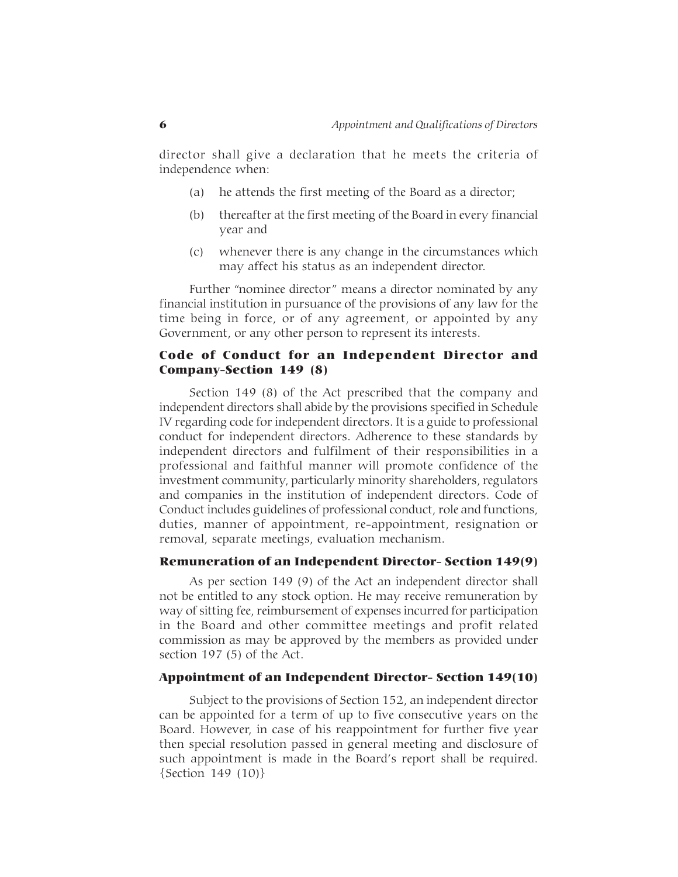director shall give a declaration that he meets the criteria of independence when:

(a) he attends the first meeting of the Board as a director;

(b) thereafter at the first meeting of the Board in every financial year and

(c) whenever there is any change in the circumstances which may affect his status as an independent director.

Further "nominee director" means a director nominated by any financial institution in pursuance of the provisions of any law for the time being in force, or of any agreement, or appointed by any Government, or any other person to represent its interests.

### Code of Conduct for an Independent Director and Company-Section 149 (8)

Section 149 (8) of the Act prescribed that the company and independent directors shall abide by the provisions specified in Schedule IV regarding code for independent directors. It is a guide to professional conduct for independent directors. Adherence to these standards by independent directors and fulfilment of their responsibilities in a professional and faithful manner will promote confidence of the investment community, particularly minority shareholders, regulators and companies in the institution of independent directors. Code of Conduct includes guidelines of professional conduct, role and functions, duties, manner of appointment, re-appointment, resignation or removal, separate meetings, evaluation mechanism.

### Remuneration of an Independent Director- Section 149(9)

As per section 149 (9) of the Act an independent director shall not be entitled to any stock option. He may receive remuneration by way of sitting fee, reimbursement of expenses incurred for participation in the Board and other committee meetings and profit related commission as may be approved by the members as provided under section 197 (5) of the Act.

### Appointment of an Independent Director- Section 149(10)

Subject to the provisions of Section 152, an independent director can be appointed for a term of up to five consecutive years on the Board. However, in case of his reappointment for further five year then special resolution passed in general meeting and disclosure of such appointment is made in the Board's report shall be required. {Section 149 (10)}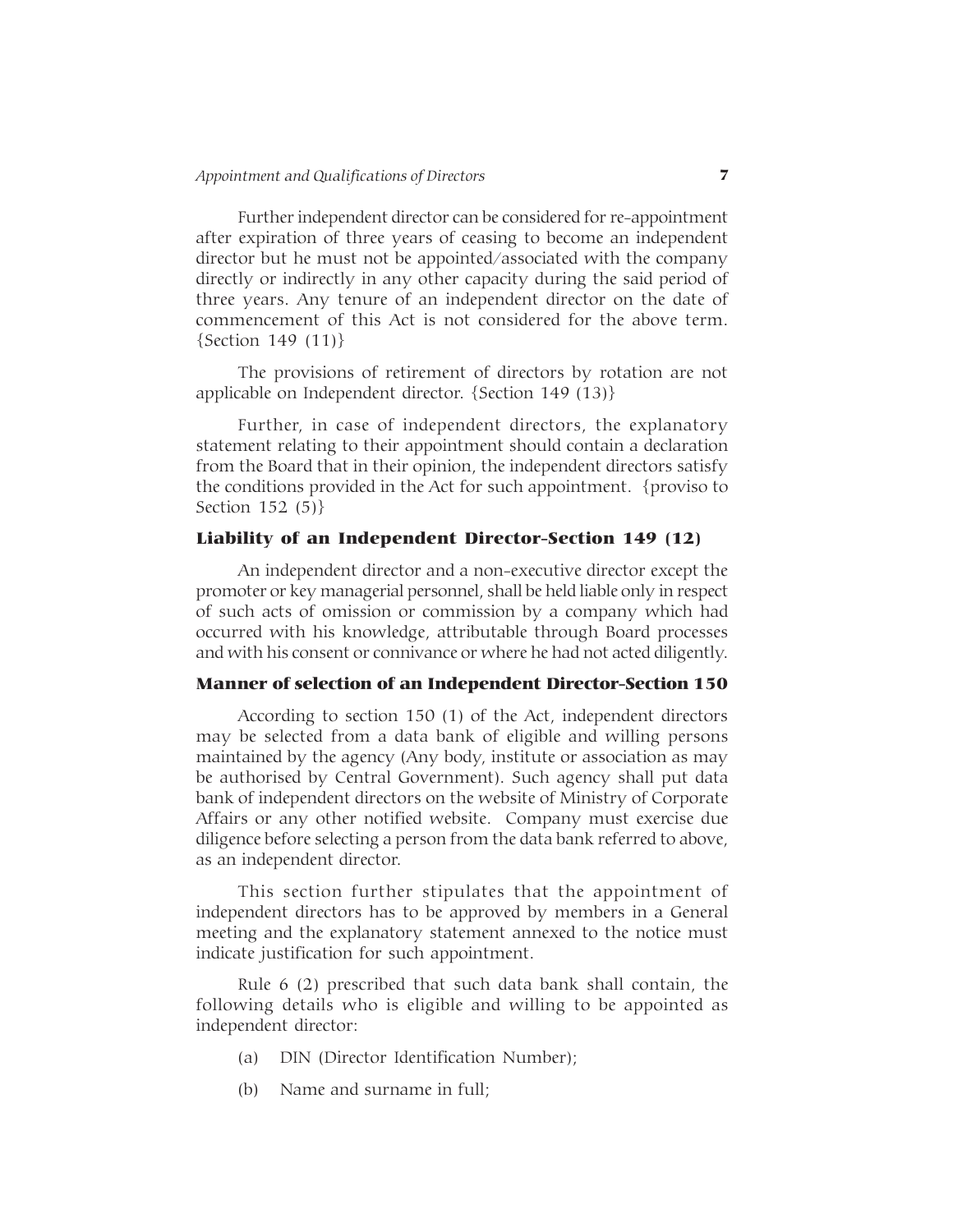Further independent director can be considered for re-appointment after expiration of three years of ceasing to become an independent director but he must not be appointed/associated with the company directly or indirectly in any other capacity during the said period of three years. Any tenure of an independent director on the date of commencement of this Act is not considered for the above term. {Section 149 (11)}

The provisions of retirement of directors by rotation are not applicable on Independent director. {Section 149 (13)}

Further, in case of independent directors, the explanatory statement relating to their appointment should contain a declaration from the Board that in their opinion, the independent directors satisfy the conditions provided in the Act for such appointment. {proviso to Section 152 (5)}

### Liability of an Independent Director-Section 149 (12)

An independent director and a non-executive director except the promoter or key managerial personnel, shall be held liable only in respect of such acts of omission or commission by a company which had occurred with his knowledge, attributable through Board processes and with his consent or connivance or where he had not acted diligently.

### Manner of selection of an Independent Director-Section 150

According to section 150 (1) of the Act, independent directors may be selected from a data bank of eligible and willing persons maintained by the agency (Any body, institute or association as may be authorised by Central Government). Such agency shall put data bank of independent directors on the website of Ministry of Corporate Affairs or any other notified website. Company must exercise due diligence before selecting a person from the data bank referred to above, as an independent director.

This section further stipulates that the appointment of independent directors has to be approved by members in a General meeting and the explanatory statement annexed to the notice must indicate justification for such appointment.

Rule 6 (2) prescribed that such data bank shall contain, the following details who is eligible and willing to be appointed as independent director:

(a) DIN (Director Identification Number);

(b) Name and surname in full;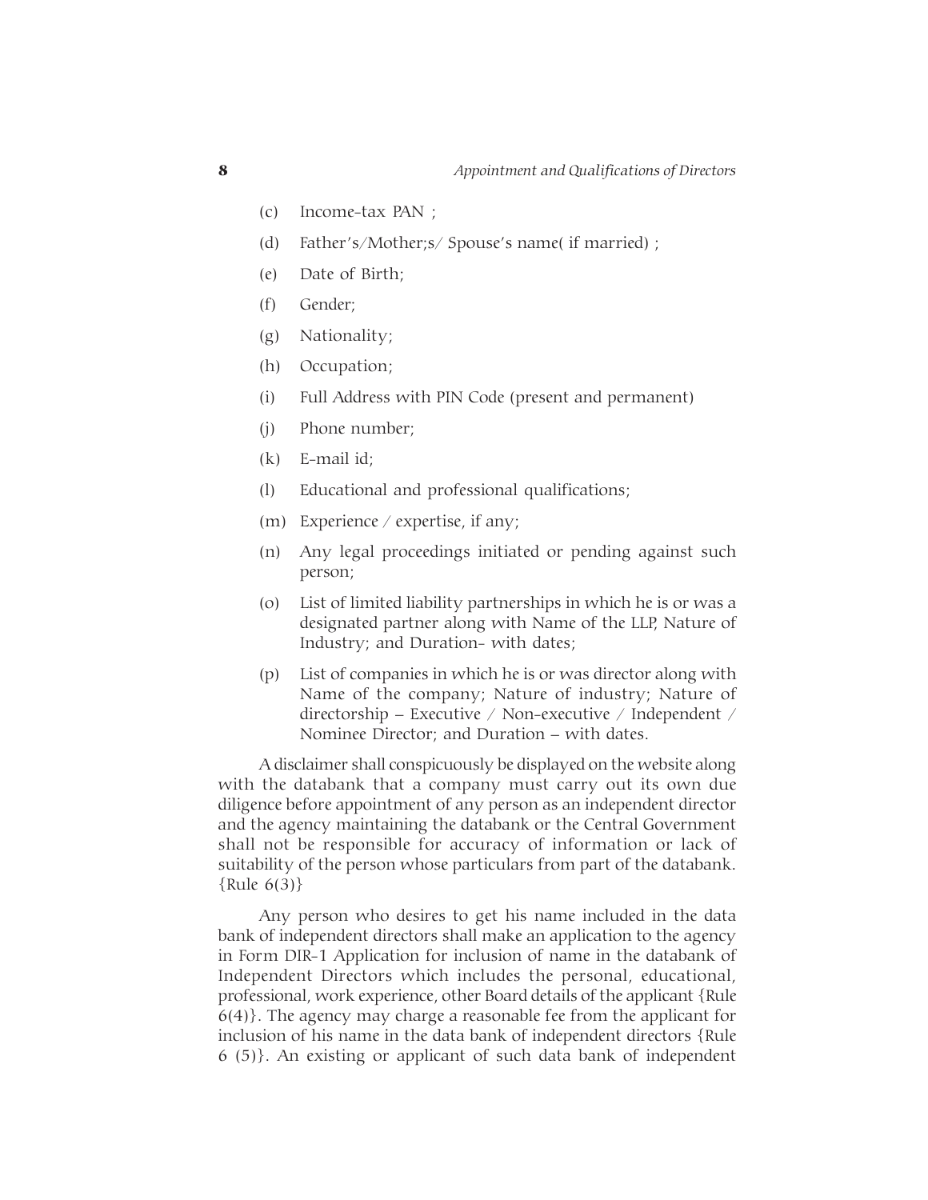(c) Income-tax PAN ;

(d) Father's/Mother;s/ Spouse's name( if married) ;

(e) Date of Birth;

(f) Gender;

(g) Nationality;

(h) Occupation;

(i) Full Address with PIN Code (present and permanent)

(j) Phone number;

(k) E-mail id;

(l) Educational and professional qualifications;

(m) Experience / expertise, if any;

(n) Any legal proceedings initiated or pending against such person;

(o) List of limited liability partnerships in which he is or was a designated partner along with Name of the LLP, Nature of Industry; and Duration- with dates;

(p) List of companies in which he is or was director along with Name of the company; Nature of industry; Nature of directorship – Executive / Non-executive / Independent / Nominee Director; and Duration – with dates.

A disclaimer shall conspicuously be displayed on the website along with the databank that a company must carry out its own due diligence before appointment of any person as an independent director and the agency maintaining the databank or the Central Government shall not be responsible for accuracy of information or lack of suitability of the person whose particulars from part of the databank. {Rule 6(3)}

Any person who desires to get his name included in the data bank of independent directors shall make an application to the agency in Form DIR-1 Application for inclusion of name in the databank of Independent Directors which includes the personal, educational, professional, work experience, other Board details of the applicant {Rule 6(4)}. The agency may charge a reasonable fee from the applicant for inclusion of his name in the data bank of independent directors {Rule 6 (5)}. An existing or applicant of such data bank of independent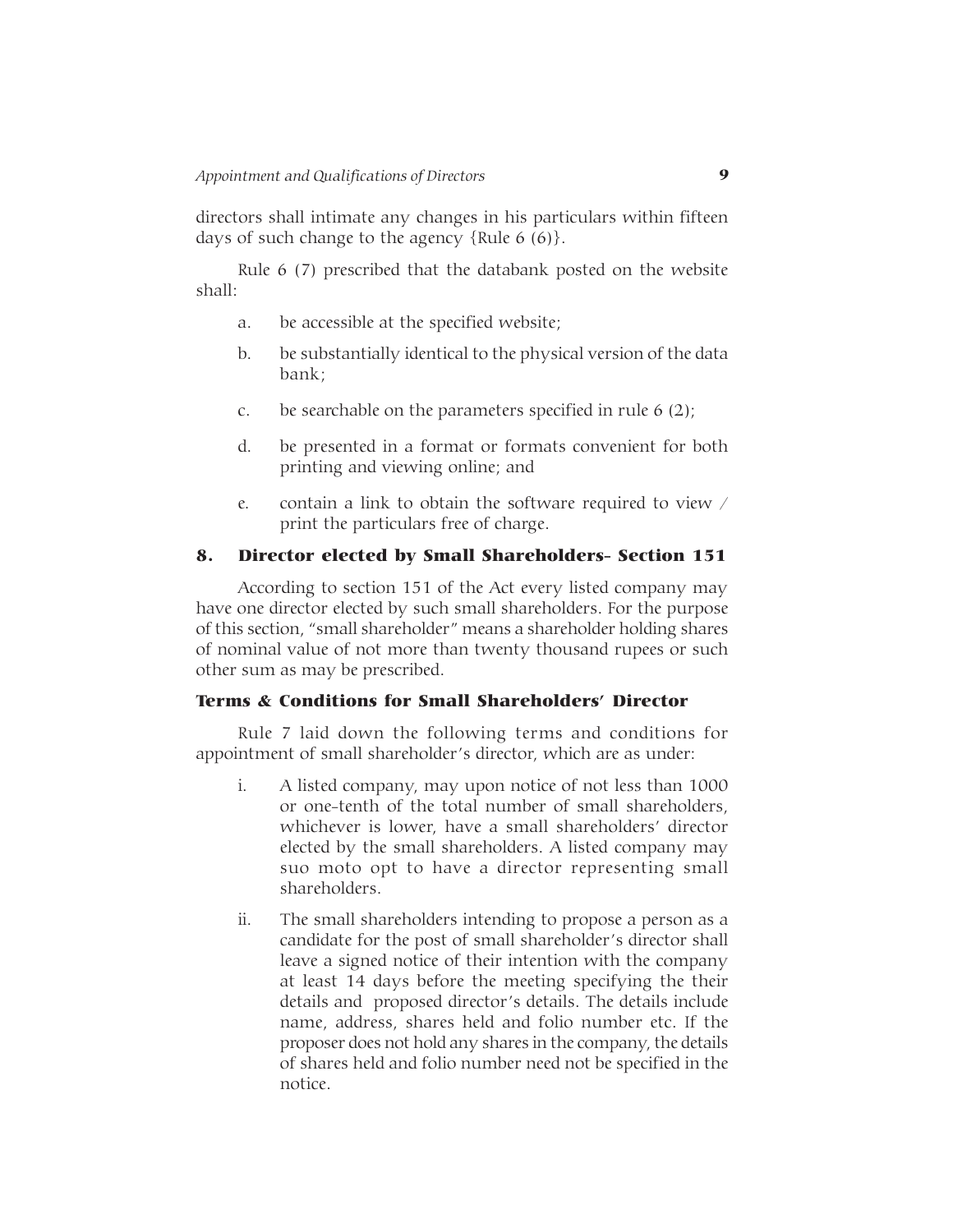directors shall intimate any changes in his particulars within fifteen days of such change to the agency {Rule 6 (6)}.

Rule 6 (7) prescribed that the databank posted on the website shall:

a. be accessible at the specified website;

b. be substantially identical to the physical version of the data bank;

c. be searchable on the parameters specified in rule 6 (2);

d. be presented in a format or formats convenient for both printing and viewing online; and

e. contain a link to obtain the software required to view / print the particulars free of charge.

## 8. Director elected by Small Shareholders- Section 151

According to section 151 of the Act every listed company may have one director elected by such small shareholders. For the purpose of this section, "small shareholder" means a shareholder holding shares of nominal value of not more than twenty thousand rupees or such other sum as may be prescribed.

### Terms & Conditions for Small Shareholders' Director

Rule 7 laid down the following terms and conditions for appointment of small shareholder's director, which are as under:

i. A listed company, may upon notice of not less than 1000 or one-tenth of the total number of small shareholders, whichever is lower, have a small shareholders' director elected by the small shareholders. A listed company may suo moto opt to have a director representing small shareholders.

ii. The small shareholders intending to propose a person as a candidate for the post of small shareholder's director shall leave a signed notice of their intention with the company at least 14 days before the meeting specifying the their details and proposed director's details. The details include name, address, shares held and folio number etc. If the proposer does not hold any shares in the company, the details of shares held and folio number need not be specified in the notice.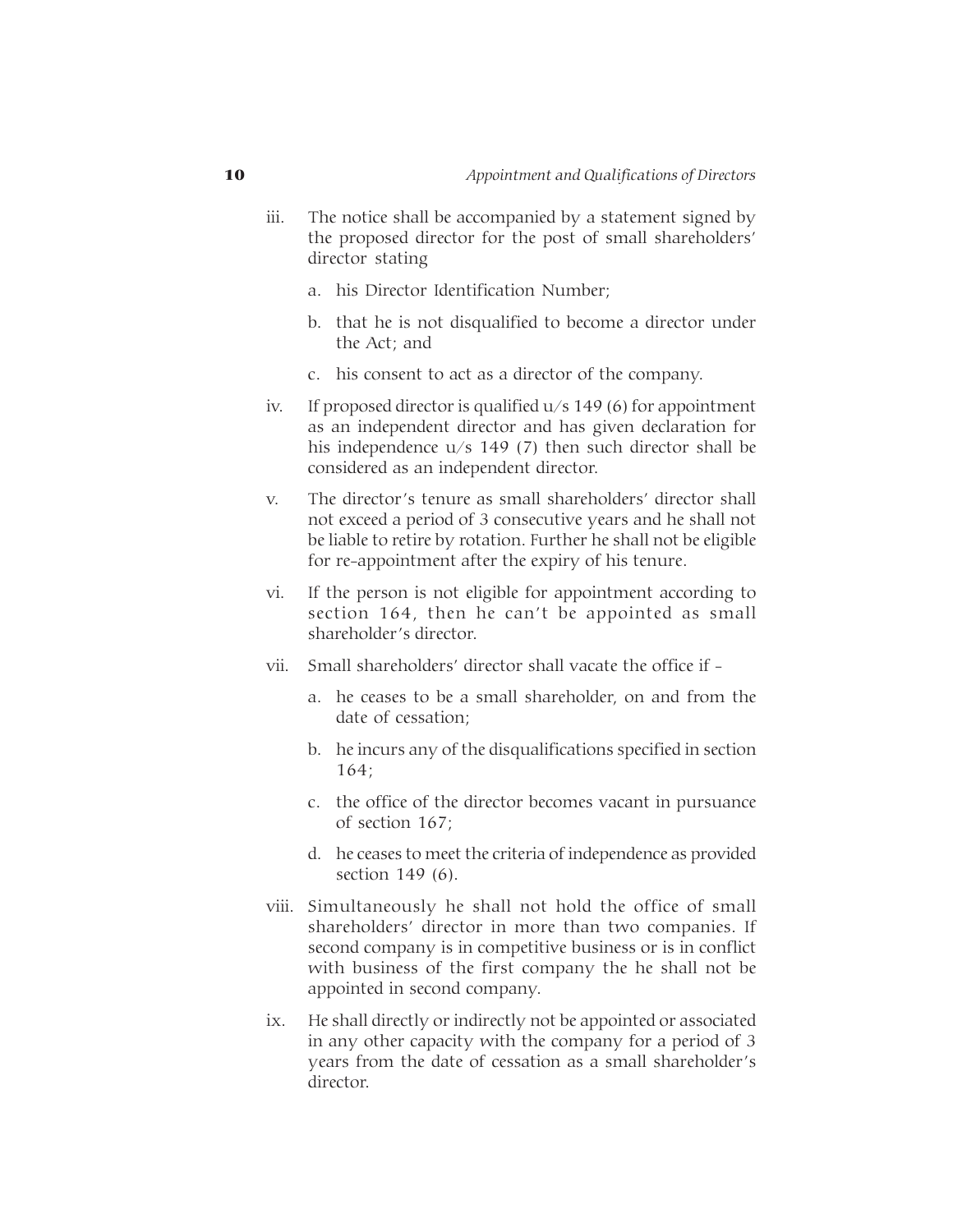iii. The notice shall be accompanied by a statement signed by the proposed director for the post of small shareholders' director stating

   a. his Director Identification Number;

   b. that he is not disqualified to become a director under the Act; and

   c. his consent to act as a director of the company.

iv. If proposed director is qualified u/s 149 (6) for appointment as an independent director and has given declaration for his independence u/s 149 (7) then such director shall be considered as an independent director.

v. The director's tenure as small shareholders' director shall not exceed a period of 3 consecutive years and he shall not be liable to retire by rotation. Further he shall not be eligible for re-appointment after the expiry of his tenure.

vi. If the person is not eligible for appointment according to section 164, then he can't be appointed as small shareholder's director.

vii. Small shareholders' director shall vacate the office if -

   a. he ceases to be a small shareholder, on and from the date of cessation;

   b. he incurs any of the disqualifications specified in section 164;

   c. the office of the director becomes vacant in pursuance of section 167;

   d. he ceases to meet the criteria of independence as provided section 149 (6).

viii. Simultaneously he shall not hold the office of small shareholders' director in more than two companies. If second company is in competitive business or is in conflict with business of the first company the he shall not be appointed in second company.

ix. He shall directly or indirectly not be appointed or associated in any other capacity with the company for a period of 3 years from the date of cessation as a small shareholder's director.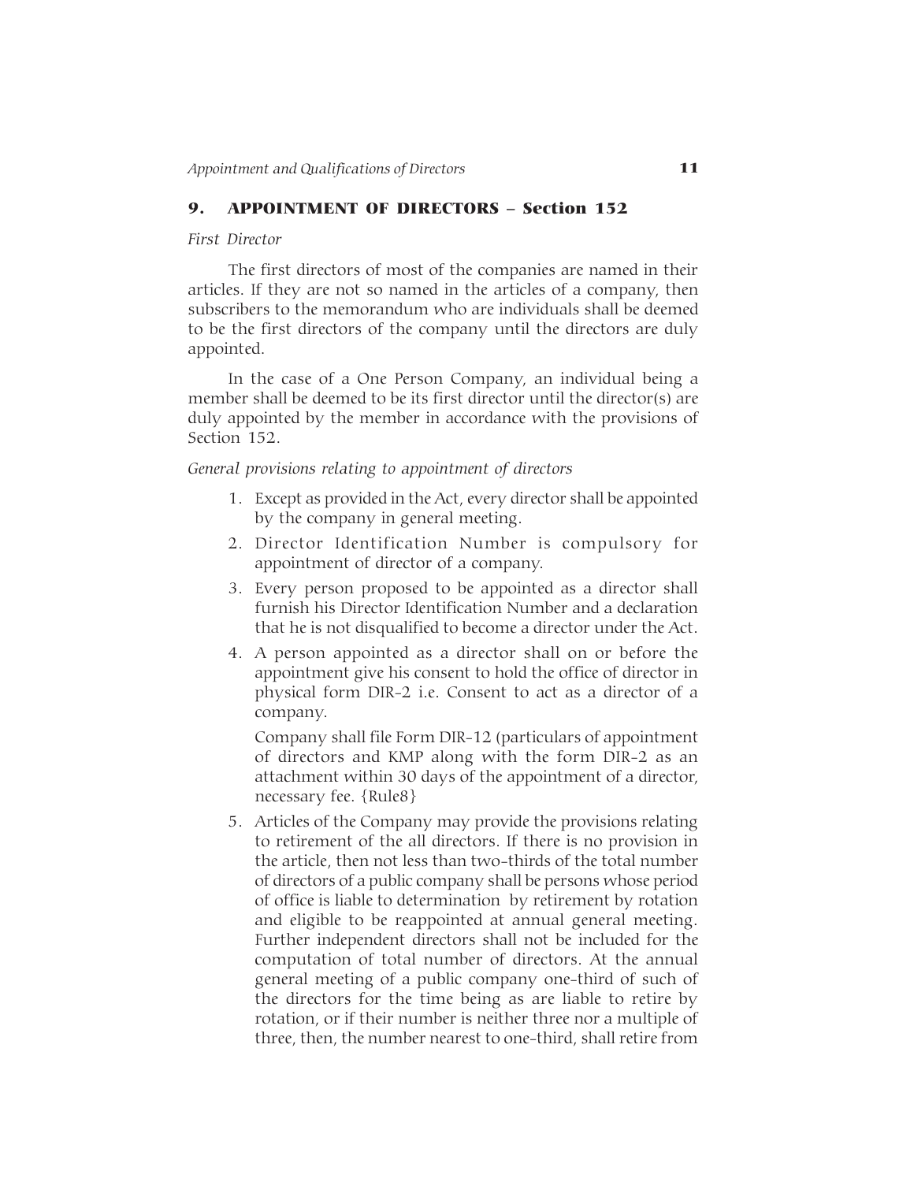## 9. APPOINTMENT OF DIRECTORS – Section 152

*First Director*

The first directors of most of the companies are named in their articles. If they are not so named in the articles of a company, then subscribers to the memorandum who are individuals shall be deemed to be the first directors of the company until the directors are duly appointed.

In the case of a One Person Company, an individual being a member shall be deemed to be its first director until the director(s) are duly appointed by the member in accordance with the provisions of Section 152.

*General provisions relating to appointment of directors*

1. Except as provided in the Act, every director shall be appointed by the company in general meeting.
2. Director Identification Number is compulsory for appointment of director of a company.
3. Every person proposed to be appointed as a director shall furnish his Director Identification Number and a declaration that he is not disqualified to become a director under the Act.
4. A person appointed as a director shall on or before the appointment give his consent to hold the office of director in physical form DIR-2 i.e. Consent to act as a director of a company.

   Company shall file Form DIR-12 (particulars of appointment of directors and KMP along with the form DIR-2 as an attachment within 30 days of the appointment of a director, necessary fee. {Rule8}
5. Articles of the Company may provide the provisions relating to retirement of the all directors. If there is no provision in the article, then not less than two-thirds of the total number of directors of a public company shall be persons whose period of office is liable to determination by retirement by rotation and eligible to be reappointed at annual general meeting. Further independent directors shall not be included for the computation of total number of directors. At the annual general meeting of a public company one-third of such of the directors for the time being as are liable to retire by rotation, or if their number is neither three nor a multiple of three, then, the number nearest to one-third, shall retire from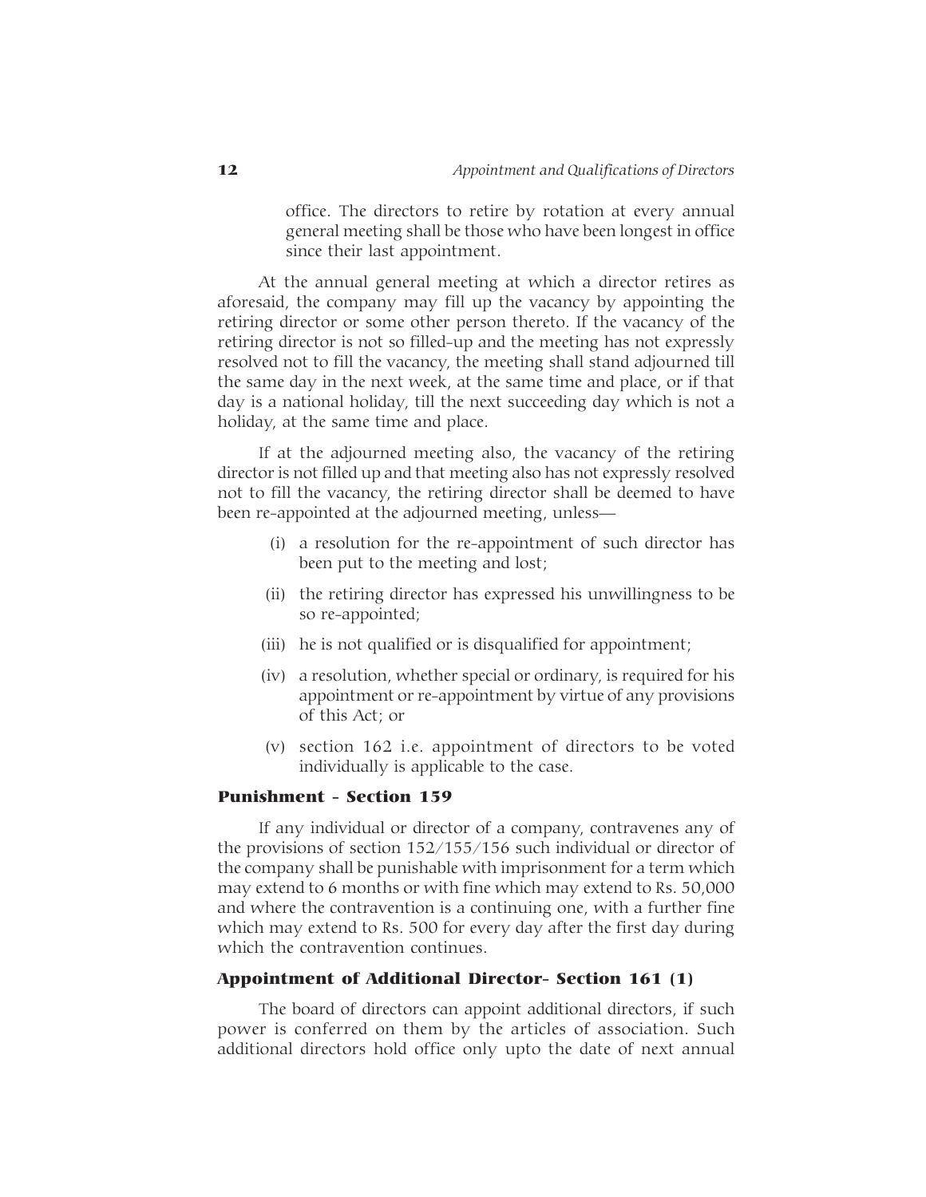office. The directors to retire by rotation at every annual general meeting shall be those who have been longest in office since their last appointment.

At the annual general meeting at which a director retires as aforesaid, the company may fill up the vacancy by appointing the retiring director or some other person thereto. If the vacancy of the retiring director is not so filled-up and the meeting has not expressly resolved not to fill the vacancy, the meeting shall stand adjourned till the same day in the next week, at the same time and place, or if that day is a national holiday, till the next succeeding day which is not a holiday, at the same time and place.

If at the adjourned meeting also, the vacancy of the retiring director is not filled up and that meeting also has not expressly resolved not to fill the vacancy, the retiring director shall be deemed to have been re-appointed at the adjourned meeting, unless—

(i) a resolution for the re-appointment of such director has been put to the meeting and lost;

(ii) the retiring director has expressed his unwillingness to be so re-appointed;

(iii) he is not qualified or is disqualified for appointment;

(iv) a resolution, whether special or ordinary, is required for his appointment or re-appointment by virtue of any provisions of this Act; or

(v) section 162 i.e. appointment of directors to be voted individually is applicable to the case.

### Punishment - Section 159

If any individual or director of a company, contravenes any of the provisions of section 152/155/156 such individual or director of the company shall be punishable with imprisonment for a term which may extend to 6 months or with fine which may extend to Rs. 50,000 and where the contravention is a continuing one, with a further fine which may extend to Rs. 500 for every day after the first day during which the contravention continues.

### Appointment of Additional Director- Section 161 (1)

The board of directors can appoint additional directors, if such power is conferred on them by the articles of association. Such additional directors hold office only upto the date of next annual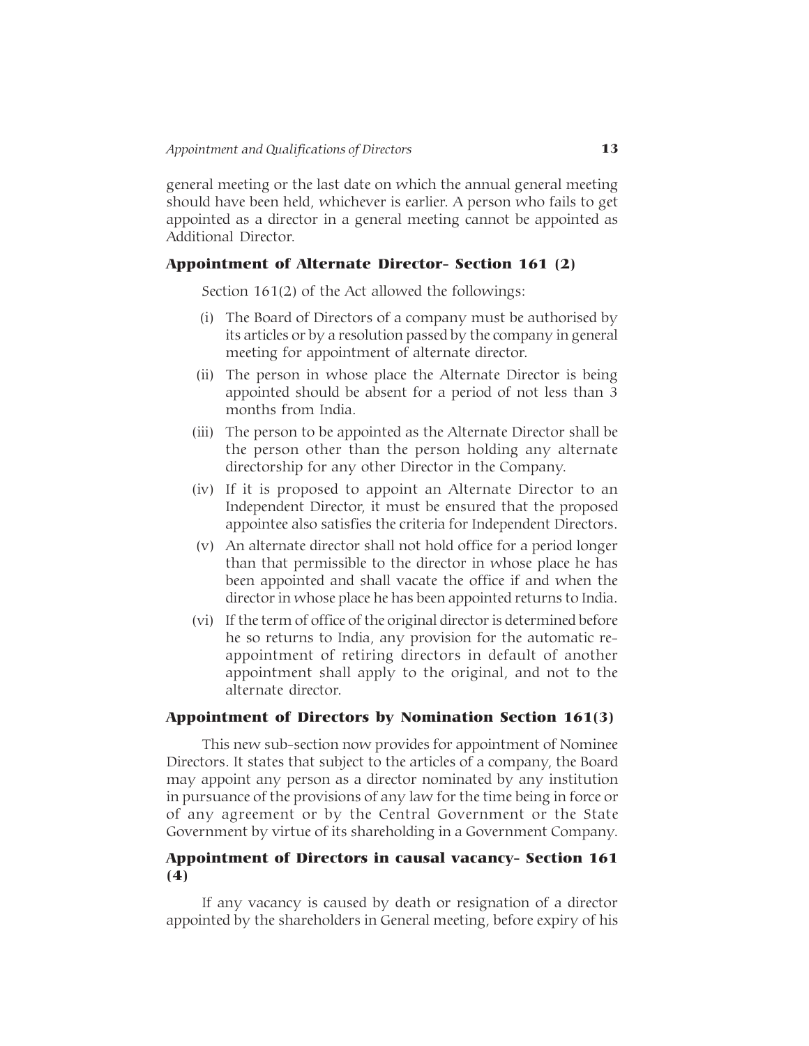general meeting or the last date on which the annual general meeting should have been held, whichever is earlier. A person who fails to get appointed as a director in a general meeting cannot be appointed as Additional Director.

### Appointment of Alternate Director- Section 161 (2)

Section 161(2) of the Act allowed the followings:

(i) The Board of Directors of a company must be authorised by its articles or by a resolution passed by the company in general meeting for appointment of alternate director.

(ii) The person in whose place the Alternate Director is being appointed should be absent for a period of not less than 3 months from India.

(iii) The person to be appointed as the Alternate Director shall be the person other than the person holding any alternate directorship for any other Director in the Company.

(iv) If it is proposed to appoint an Alternate Director to an Independent Director, it must be ensured that the proposed appointee also satisfies the criteria for Independent Directors.

(v) An alternate director shall not hold office for a period longer than that permissible to the director in whose place he has been appointed and shall vacate the office if and when the director in whose place he has been appointed returns to India.

(vi) If the term of office of the original director is determined before he so returns to India, any provision for the automatic re-appointment of retiring directors in default of another appointment shall apply to the original, and not to the alternate director.

### Appointment of Directors by Nomination Section 161(3)

This new sub-section now provides for appointment of Nominee Directors. It states that subject to the articles of a company, the Board may appoint any person as a director nominated by any institution in pursuance of the provisions of any law for the time being in force or of any agreement or by the Central Government or the State Government by virtue of its shareholding in a Government Company.

### Appointment of Directors in causal vacancy- Section 161 (4)

If any vacancy is caused by death or resignation of a director appointed by the shareholders in General meeting, before expiry of his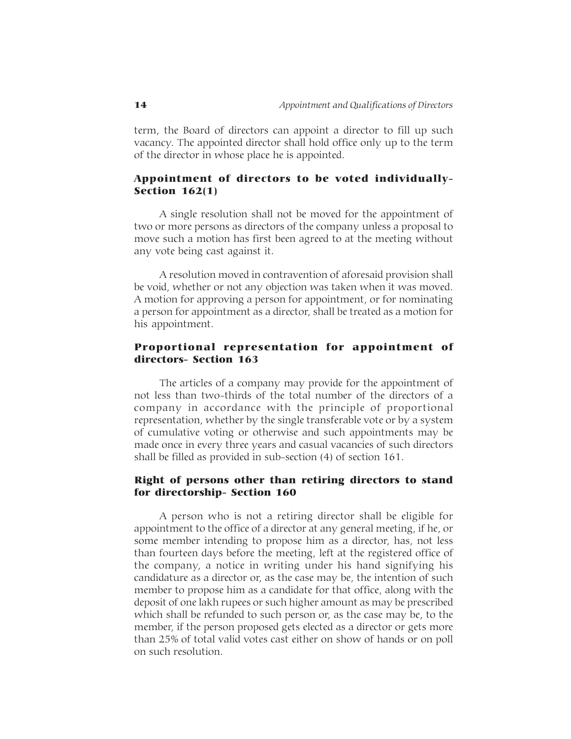term, the Board of directors can appoint a director to fill up such vacancy. The appointed director shall hold office only up to the term of the director in whose place he is appointed.

## Appointment of directors to be voted individually- Section 162(1)

A single resolution shall not be moved for the appointment of two or more persons as directors of the company unless a proposal to move such a motion has first been agreed to at the meeting without any vote being cast against it.

A resolution moved in contravention of aforesaid provision shall be void, whether or not any objection was taken when it was moved. A motion for approving a person for appointment, or for nominating a person for appointment as a director, shall be treated as a motion for his appointment.

## Proportional representation for appointment of directors- Section 163

The articles of a company may provide for the appointment of not less than two-thirds of the total number of the directors of a company in accordance with the principle of proportional representation, whether by the single transferable vote or by a system of cumulative voting or otherwise and such appointments may be made once in every three years and casual vacancies of such directors shall be filled as provided in sub-section (4) of section 161.

## Right of persons other than retiring directors to stand for directorship- Section 160

A person who is not a retiring director shall be eligible for appointment to the office of a director at any general meeting, if he, or some member intending to propose him as a director, has, not less than fourteen days before the meeting, left at the registered office of the company, a notice in writing under his hand signifying his candidature as a director or, as the case may be, the intention of such member to propose him as a candidate for that office, along with the deposit of one lakh rupees or such higher amount as may be prescribed which shall be refunded to such person or, as the case may be, to the member, if the person proposed gets elected as a director or gets more than 25% of total valid votes cast either on show of hands or on poll on such resolution.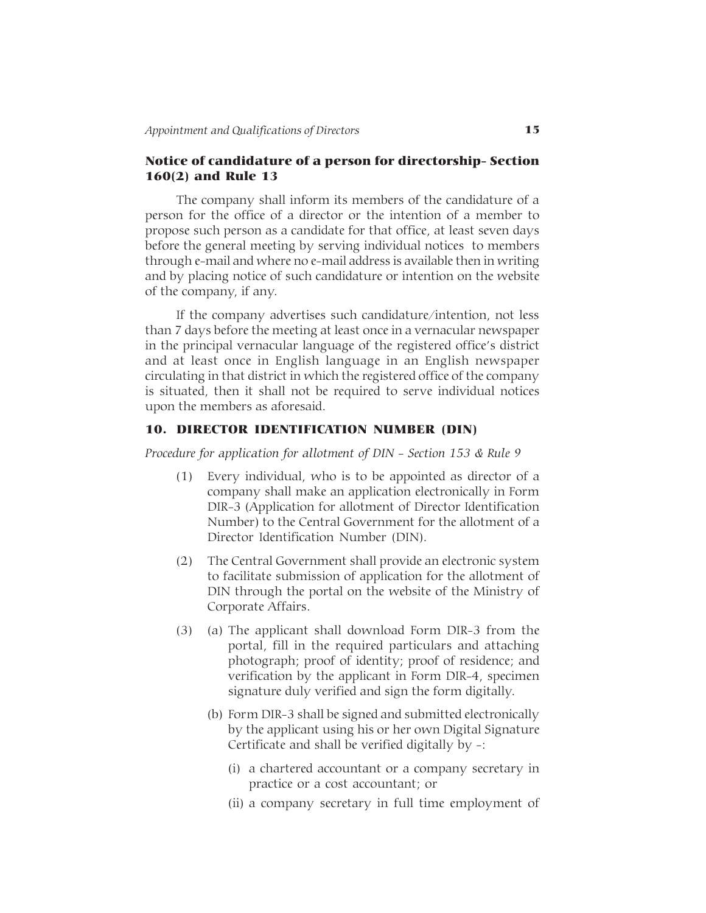### Notice of candidature of a person for directorship- Section 160(2) and Rule 13

The company shall inform its members of the candidature of a person for the office of a director or the intention of a member to propose such person as a candidate for that office, at least seven days before the general meeting by serving individual notices to members through e-mail and where no e-mail address is available then in writing and by placing notice of such candidature or intention on the website of the company, if any.

If the company advertises such candidature/intention, not less than 7 days before the meeting at least once in a vernacular newspaper in the principal vernacular language of the registered office's district and at least once in English language in an English newspaper circulating in that district in which the registered office of the company is situated, then it shall not be required to serve individual notices upon the members as aforesaid.

## 10. DIRECTOR IDENTIFICATION NUMBER (DIN)

*Procedure for application for allotment of DIN - Section 153 & Rule 9*

(1) Every individual, who is to be appointed as director of a company shall make an application electronically in Form DIR-3 (Application for allotment of Director Identification Number) to the Central Government for the allotment of a Director Identification Number (DIN).

(2) The Central Government shall provide an electronic system to facilitate submission of application for the allotment of DIN through the portal on the website of the Ministry of Corporate Affairs.

(3) (a) The applicant shall download Form DIR-3 from the portal, fill in the required particulars and attaching photograph; proof of identity; proof of residence; and verification by the applicant in Form DIR-4, specimen signature duly verified and sign the form digitally.

(b) Form DIR-3 shall be signed and submitted electronically by the applicant using his or her own Digital Signature Certificate and shall be verified digitally by -:

(i) a chartered accountant or a company secretary in practice or a cost accountant; or

(ii) a company secretary in full time employment of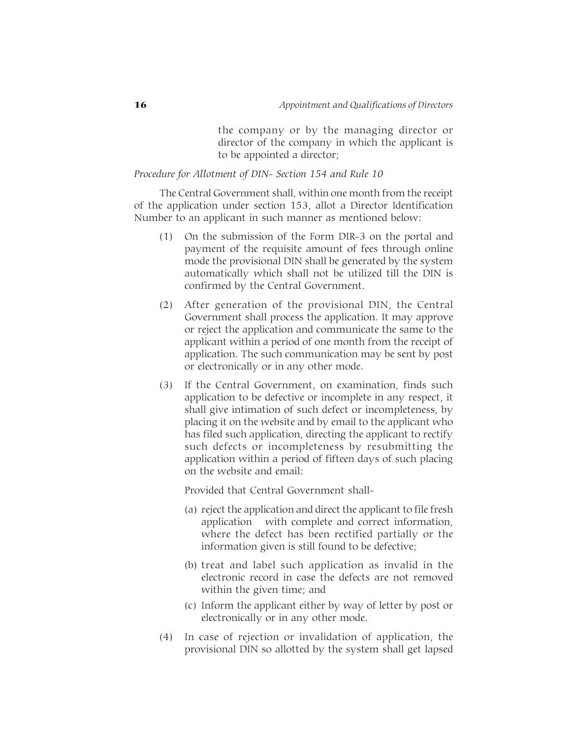the company or by the managing director or director of the company in which the applicant is to be appointed a director;

*Procedure for Allotment of DIN- Section 154 and Rule 10*

The Central Government shall, within one month from the receipt of the application under section 153, allot a Director Identification Number to an applicant in such manner as mentioned below:

(1) On the submission of the Form DIR-3 on the portal and payment of the requisite amount of fees through online mode the provisional DIN shall be generated by the system automatically which shall not be utilized till the DIN is confirmed by the Central Government.

(2) After generation of the provisional DIN, the Central Government shall process the application. It may approve or reject the application and communicate the same to the applicant within a period of one month from the receipt of application. The such communication may be sent by post or electronically or in any other mode.

(3) If the Central Government, on examination, finds such application to be defective or incomplete in any respect, it shall give intimation of such defect or incompleteness, by placing it on the website and by email to the applicant who has filed such application, directing the applicant to rectify such defects or incompleteness by resubmitting the application within a period of fifteen days of such placing on the website and email:

Provided that Central Government shall-

(a) reject the application and direct the applicant to file fresh application with complete and correct information, where the defect has been rectified partially or the information given is still found to be defective;

(b) treat and label such application as invalid in the electronic record in case the defects are not removed within the given time; and

(c) Inform the applicant either by way of letter by post or electronically or in any other mode.

(4) In case of rejection or invalidation of application, the provisional DIN so allotted by the system shall get lapsed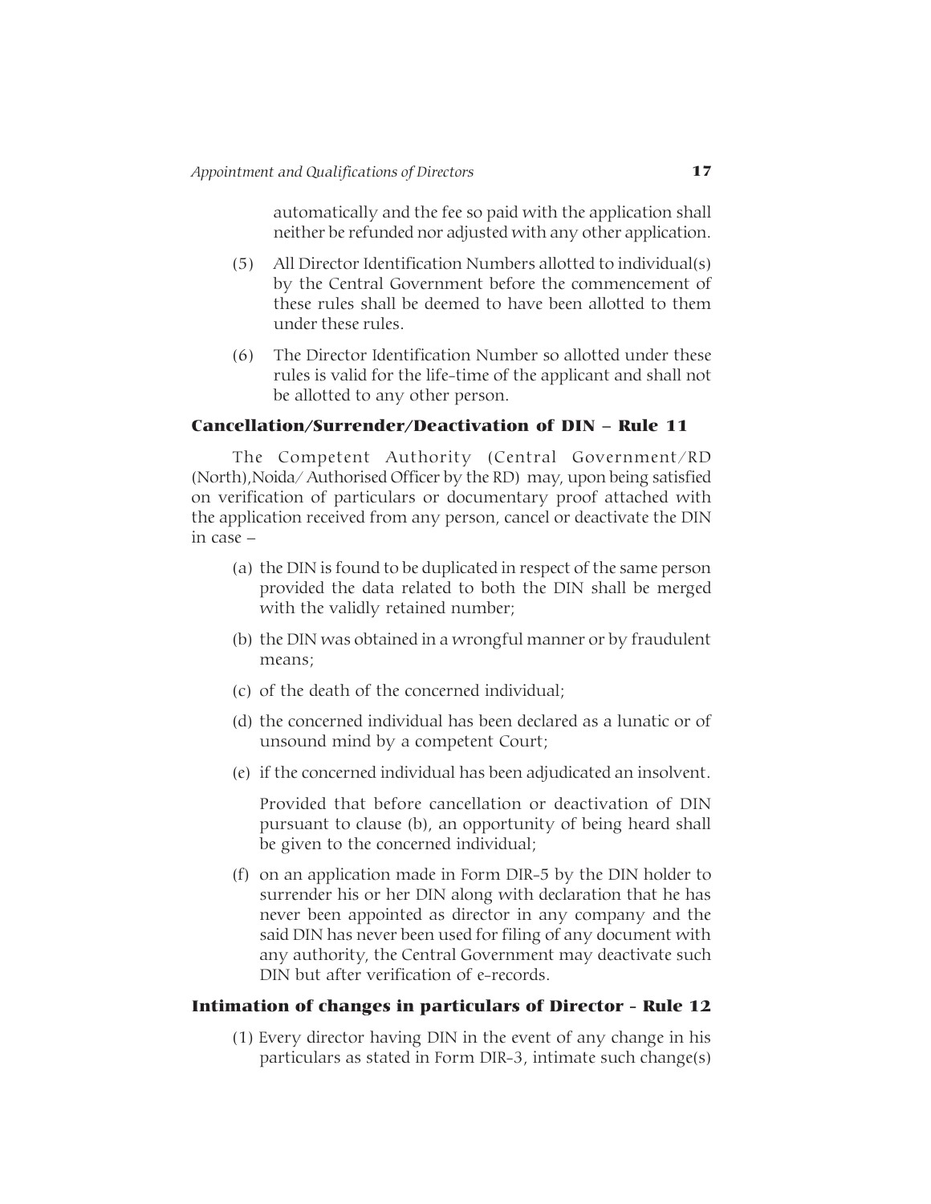automatically and the fee so paid with the application shall neither be refunded nor adjusted with any other application.

(5) All Director Identification Numbers allotted to individual(s) by the Central Government before the commencement of these rules shall be deemed to have been allotted to them under these rules.

(6) The Director Identification Number so allotted under these rules is valid for the life-time of the applicant and shall not be allotted to any other person.

### Cancellation/Surrender/Deactivation of DIN – Rule 11

The Competent Authority (Central Government/RD (North),Noida/ Authorised Officer by the RD) may, upon being satisfied on verification of particulars or documentary proof attached with the application received from any person, cancel or deactivate the DIN in case –

(a) the DIN is found to be duplicated in respect of the same person provided the data related to both the DIN shall be merged with the validly retained number;

(b) the DIN was obtained in a wrongful manner or by fraudulent means;

(c) of the death of the concerned individual;

(d) the concerned individual has been declared as a lunatic or of unsound mind by a competent Court;

(e) if the concerned individual has been adjudicated an insolvent.

Provided that before cancellation or deactivation of DIN pursuant to clause (b), an opportunity of being heard shall be given to the concerned individual;

(f) on an application made in Form DIR-5 by the DIN holder to surrender his or her DIN along with declaration that he has never been appointed as director in any company and the said DIN has never been used for filing of any document with any authority, the Central Government may deactivate such DIN but after verification of e-records.

### Intimation of changes in particulars of Director - Rule 12

(1) Every director having DIN in the event of any change in his particulars as stated in Form DIR-3, intimate such change(s)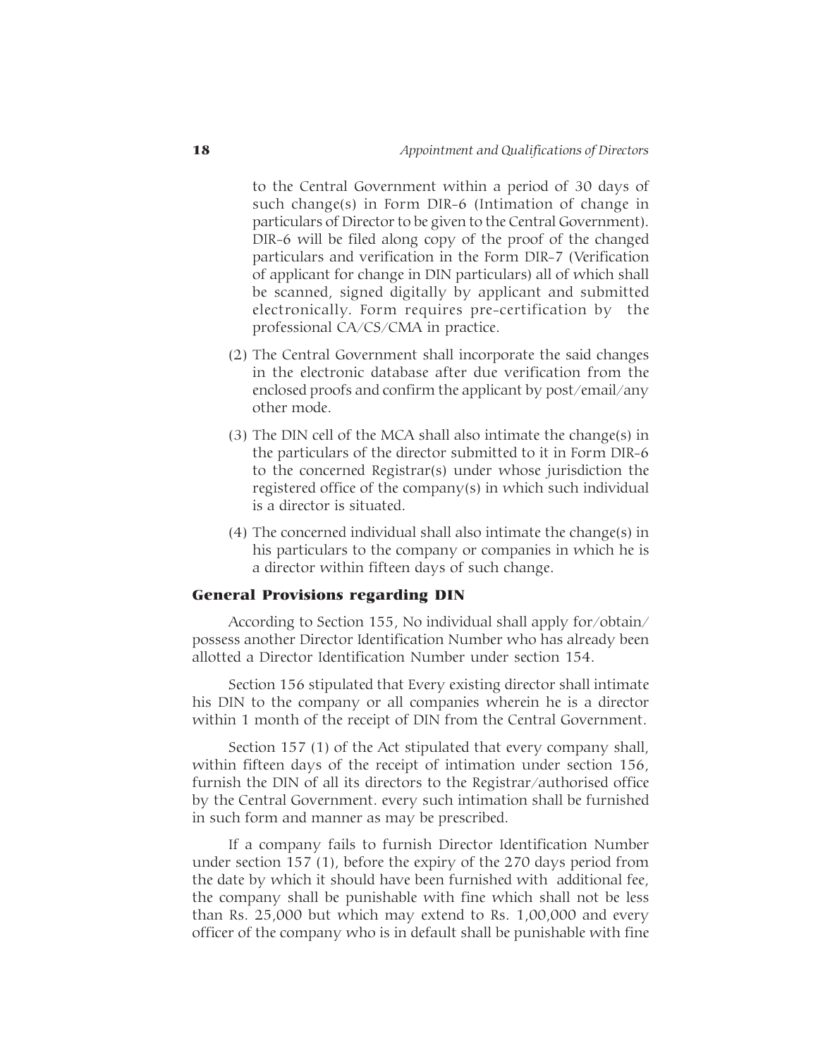to the Central Government within a period of 30 days of such change(s) in Form DIR-6 (Intimation of change in particulars of Director to be given to the Central Government). DIR-6 will be filed along copy of the proof of the changed particulars and verification in the Form DIR-7 (Verification of applicant for change in DIN particulars) all of which shall be scanned, signed digitally by applicant and submitted electronically. Form requires pre-certification by the professional CA/CS/CMA in practice.

(2) The Central Government shall incorporate the said changes in the electronic database after due verification from the enclosed proofs and confirm the applicant by post/email/any other mode.

(3) The DIN cell of the MCA shall also intimate the change(s) in the particulars of the director submitted to it in Form DIR-6 to the concerned Registrar(s) under whose jurisdiction the registered office of the company(s) in which such individual is a director is situated.

(4) The concerned individual shall also intimate the change(s) in his particulars to the company or companies in which he is a director within fifteen days of such change.

### General Provisions regarding DIN

According to Section 155, No individual shall apply for/obtain/ possess another Director Identification Number who has already been allotted a Director Identification Number under section 154.

Section 156 stipulated that Every existing director shall intimate his DIN to the company or all companies wherein he is a director within 1 month of the receipt of DIN from the Central Government.

Section 157 (1) of the Act stipulated that every company shall, within fifteen days of the receipt of intimation under section 156, furnish the DIN of all its directors to the Registrar/authorised office by the Central Government. every such intimation shall be furnished in such form and manner as may be prescribed.

If a company fails to furnish Director Identification Number under section 157 (1), before the expiry of the 270 days period from the date by which it should have been furnished with additional fee, the company shall be punishable with fine which shall not be less than Rs. 25,000 but which may extend to Rs. 1,00,000 and every officer of the company who is in default shall be punishable with fine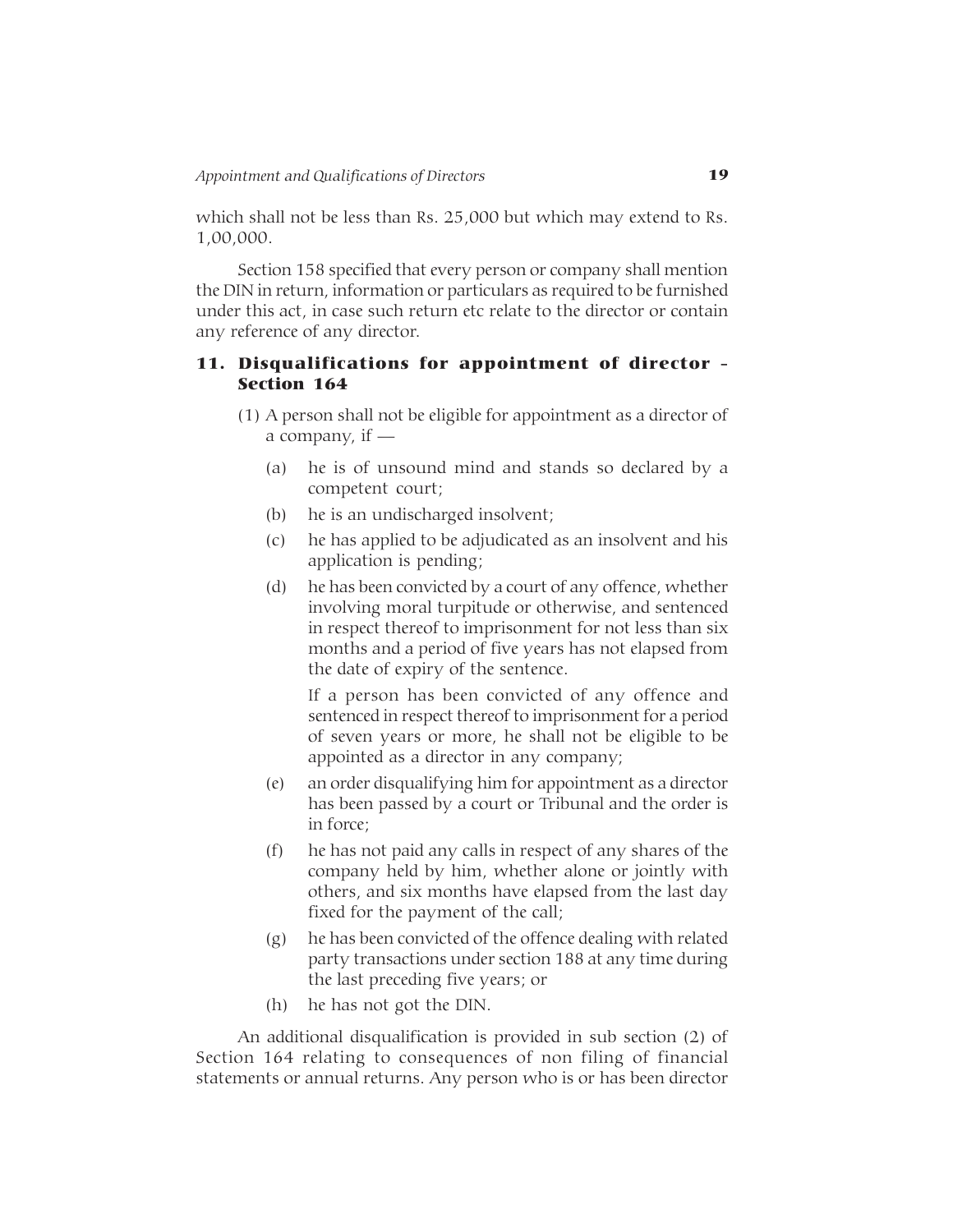which shall not be less than Rs. 25,000 but which may extend to Rs. 1,00,000.

Section 158 specified that every person or company shall mention the DIN in return, information or particulars as required to be furnished under this act, in case such return etc relate to the director or contain any reference of any director.

## 11. Disqualifications for appointment of director - Section 164

(1) A person shall not be eligible for appointment as a director of a company, if —

(a) he is of unsound mind and stands so declared by a competent court;

(b) he is an undischarged insolvent;

(c) he has applied to be adjudicated as an insolvent and his application is pending;

(d) he has been convicted by a court of any offence, whether involving moral turpitude or otherwise, and sentenced in respect thereof to imprisonment for not less than six months and a period of five years has not elapsed from the date of expiry of the sentence.

If a person has been convicted of any offence and sentenced in respect thereof to imprisonment for a period of seven years or more, he shall not be eligible to be appointed as a director in any company;

(e) an order disqualifying him for appointment as a director has been passed by a court or Tribunal and the order is in force;

(f) he has not paid any calls in respect of any shares of the company held by him, whether alone or jointly with others, and six months have elapsed from the last day fixed for the payment of the call;

(g) he has been convicted of the offence dealing with related party transactions under section 188 at any time during the last preceding five years; or

(h) he has not got the DIN.

An additional disqualification is provided in sub section (2) of Section 164 relating to consequences of non filing of financial statements or annual returns. Any person who is or has been director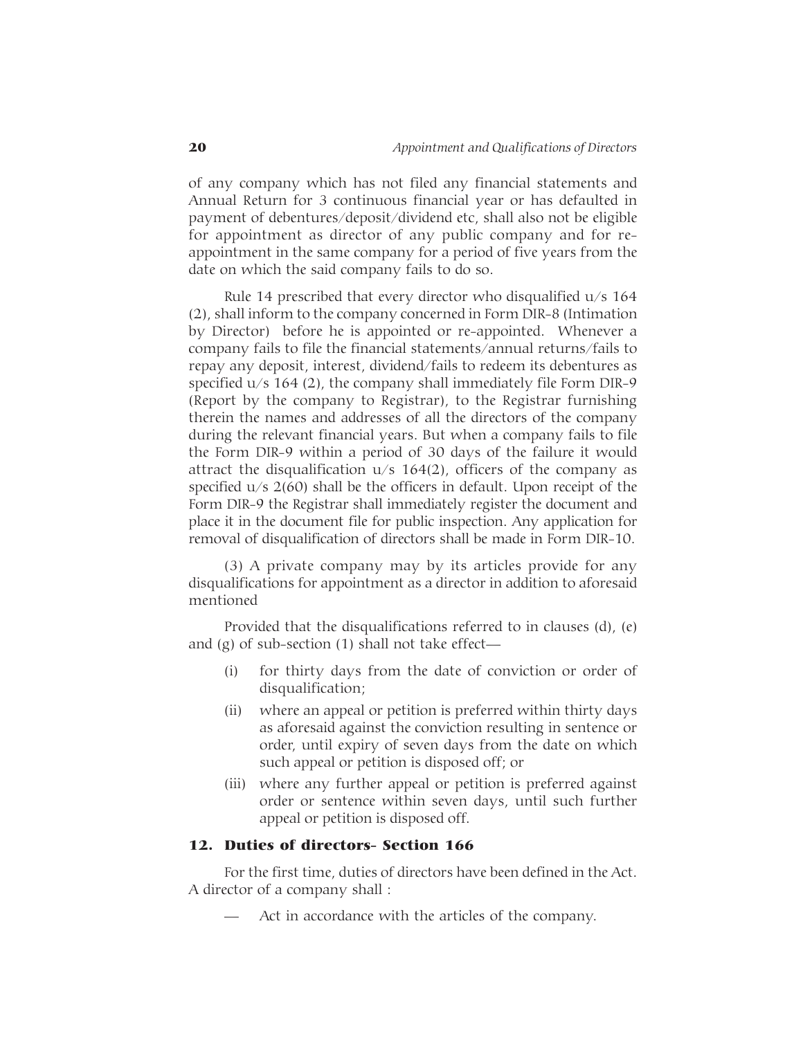of any company which has not filed any financial statements and Annual Return for 3 continuous financial year or has defaulted in payment of debentures/deposit/dividend etc, shall also not be eligible for appointment as director of any public company and for re-appointment in the same company for a period of five years from the date on which the said company fails to do so.

Rule 14 prescribed that every director who disqualified u/s 164 (2), shall inform to the company concerned in Form DIR-8 (Intimation by Director) before he is appointed or re-appointed. Whenever a company fails to file the financial statements/annual returns/fails to repay any deposit, interest, dividend/fails to redeem its debentures as specified u/s 164 (2), the company shall immediately file Form DIR-9 (Report by the company to Registrar), to the Registrar furnishing therein the names and addresses of all the directors of the company during the relevant financial years. But when a company fails to file the Form DIR-9 within a period of 30 days of the failure it would attract the disqualification u/s 164(2), officers of the company as specified u/s 2(60) shall be the officers in default. Upon receipt of the Form DIR-9 the Registrar shall immediately register the document and place it in the document file for public inspection. Any application for removal of disqualification of directors shall be made in Form DIR-10.

(3) A private company may by its articles provide for any disqualifications for appointment as a director in addition to aforesaid mentioned

Provided that the disqualifications referred to in clauses (d), (e) and (g) of sub-section (1) shall not take effect—

(i) for thirty days from the date of conviction or order of disqualification;

(ii) where an appeal or petition is preferred within thirty days as aforesaid against the conviction resulting in sentence or order, until expiry of seven days from the date on which such appeal or petition is disposed off; or

(iii) where any further appeal or petition is preferred against order or sentence within seven days, until such further appeal or petition is disposed off.

## 12. Duties of directors- Section 166

For the first time, duties of directors have been defined in the Act. A director of a company shall :

— Act in accordance with the articles of the company.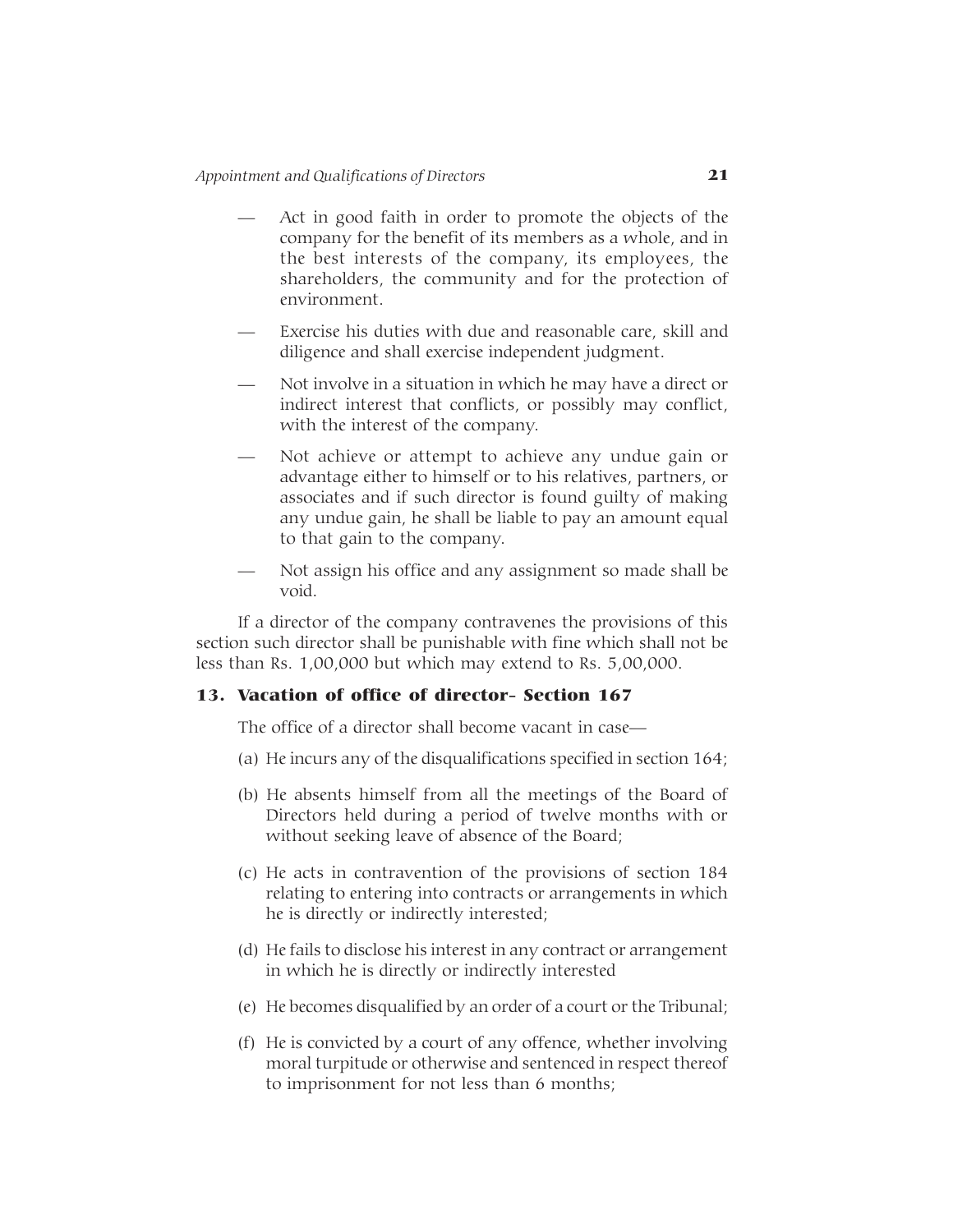- Act in good faith in order to promote the objects of the company for the benefit of its members as a whole, and in the best interests of the company, its employees, the shareholders, the community and for the protection of environment.
- Exercise his duties with due and reasonable care, skill and diligence and shall exercise independent judgment.
- Not involve in a situation in which he may have a direct or indirect interest that conflicts, or possibly may conflict, with the interest of the company.
- Not achieve or attempt to achieve any undue gain or advantage either to himself or to his relatives, partners, or associates and if such director is found guilty of making any undue gain, he shall be liable to pay an amount equal to that gain to the company.
- Not assign his office and any assignment so made shall be void.

If a director of the company contravenes the provisions of this section such director shall be punishable with fine which shall not be less than Rs. 1,00,000 but which may extend to Rs. 5,00,000.

### 13. Vacation of office of director- Section 167

The office of a director shall become vacant in case—

(a) He incurs any of the disqualifications specified in section 164;

(b) He absents himself from all the meetings of the Board of Directors held during a period of twelve months with or without seeking leave of absence of the Board;

(c) He acts in contravention of the provisions of section 184 relating to entering into contracts or arrangements in which he is directly or indirectly interested;

(d) He fails to disclose his interest in any contract or arrangement in which he is directly or indirectly interested

(e) He becomes disqualified by an order of a court or the Tribunal;

(f) He is convicted by a court of any offence, whether involving moral turpitude or otherwise and sentenced in respect thereof to imprisonment for not less than 6 months;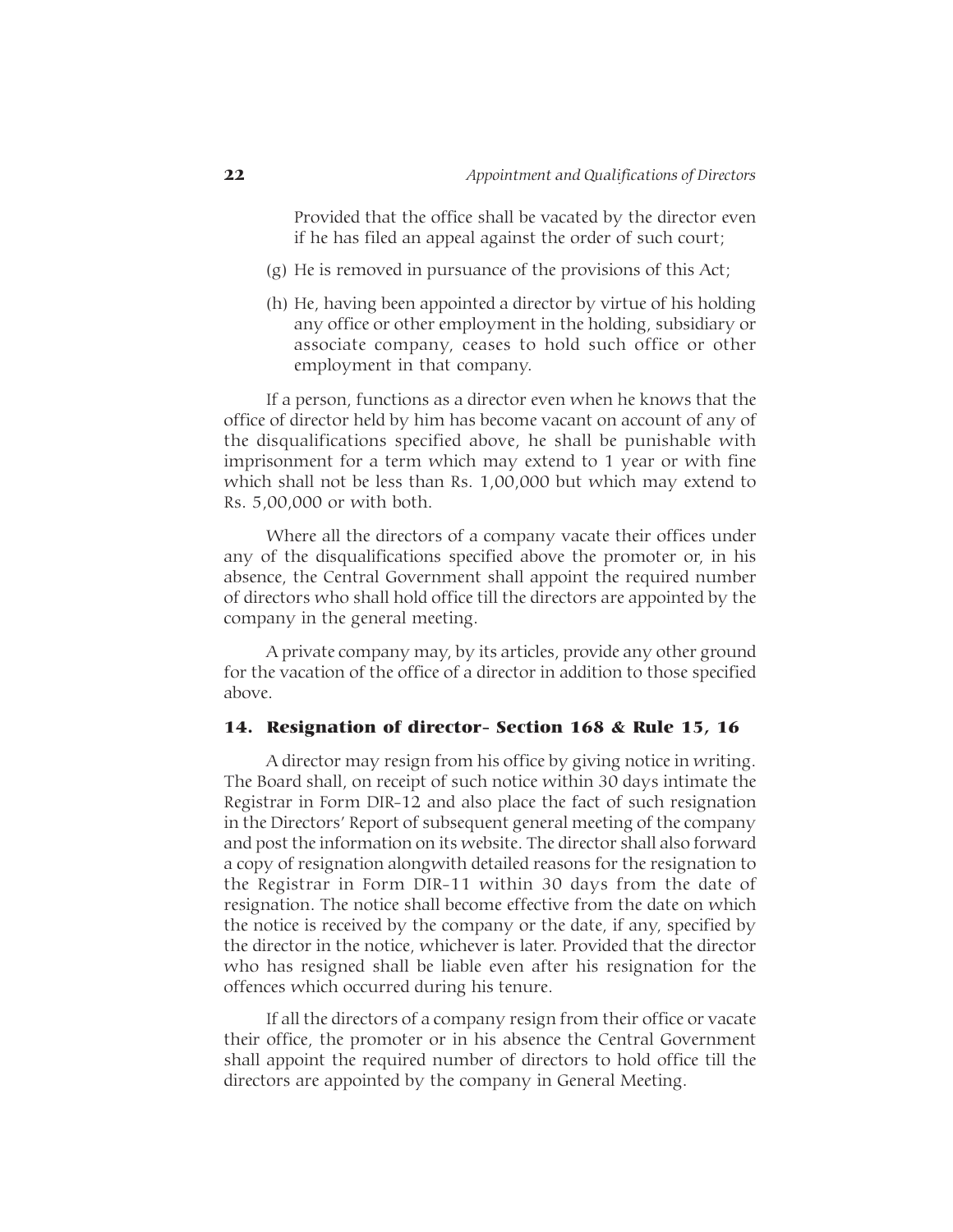Provided that the office shall be vacated by the director even if he has filed an appeal against the order of such court;

(g) He is removed in pursuance of the provisions of this Act;

(h) He, having been appointed a director by virtue of his holding any office or other employment in the holding, subsidiary or associate company, ceases to hold such office or other employment in that company.

If a person, functions as a director even when he knows that the office of director held by him has become vacant on account of any of the disqualifications specified above, he shall be punishable with imprisonment for a term which may extend to 1 year or with fine which shall not be less than Rs. 1,00,000 but which may extend to Rs. 5,00,000 or with both.

Where all the directors of a company vacate their offices under any of the disqualifications specified above the promoter or, in his absence, the Central Government shall appoint the required number of directors who shall hold office till the directors are appointed by the company in the general meeting.

A private company may, by its articles, provide any other ground for the vacation of the office of a director in addition to those specified above.

### 14. Resignation of director- Section 168 & Rule 15, 16

A director may resign from his office by giving notice in writing. The Board shall, on receipt of such notice within 30 days intimate the Registrar in Form DIR-12 and also place the fact of such resignation in the Directors' Report of subsequent general meeting of the company and post the information on its website. The director shall also forward a copy of resignation alongwith detailed reasons for the resignation to the Registrar in Form DIR-11 within 30 days from the date of resignation. The notice shall become effective from the date on which the notice is received by the company or the date, if any, specified by the director in the notice, whichever is later. Provided that the director who has resigned shall be liable even after his resignation for the offences which occurred during his tenure.

If all the directors of a company resign from their office or vacate their office, the promoter or in his absence the Central Government shall appoint the required number of directors to hold office till the directors are appointed by the company in General Meeting.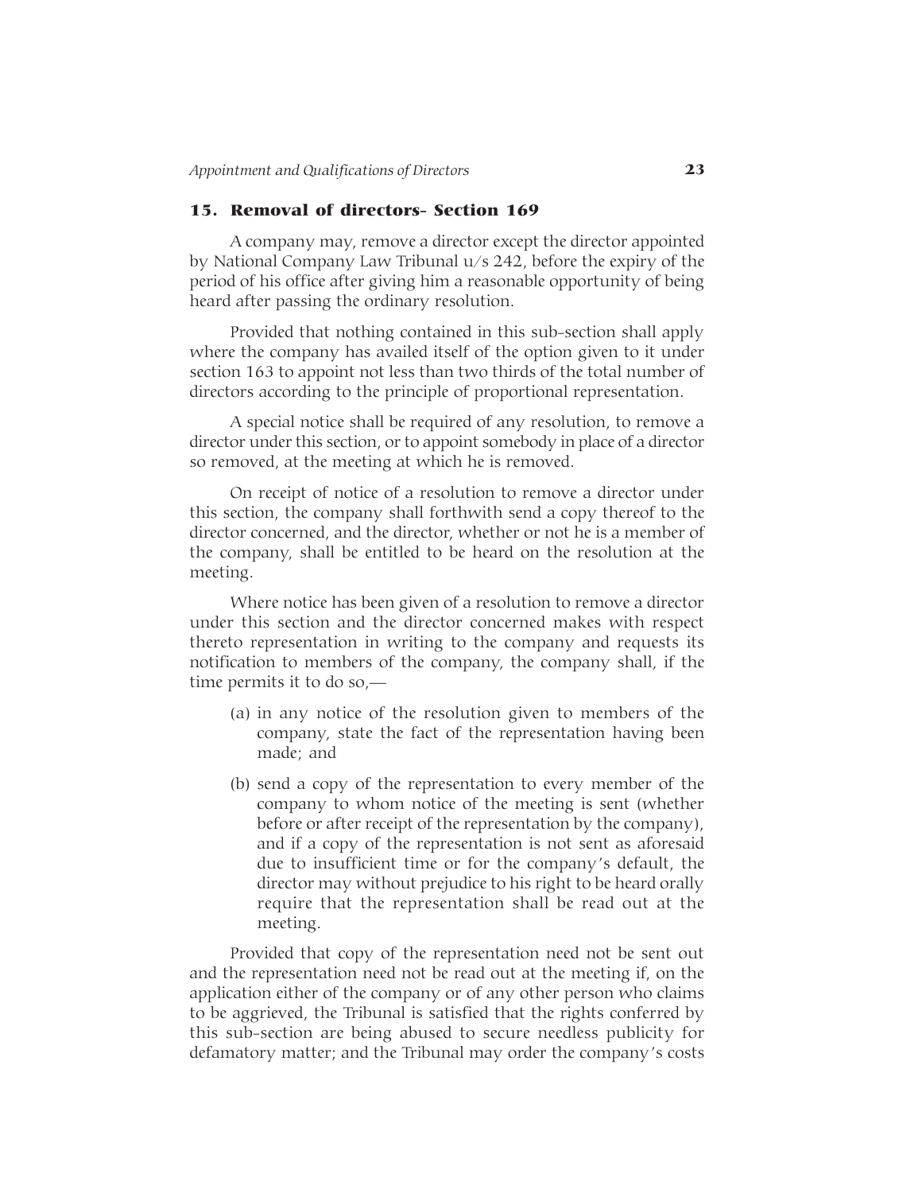## 15. Removal of directors- Section 169

A company may, remove a director except the director appointed by National Company Law Tribunal u/s 242, before the expiry of the period of his office after giving him a reasonable opportunity of being heard after passing the ordinary resolution.

Provided that nothing contained in this sub-section shall apply where the company has availed itself of the option given to it under section 163 to appoint not less than two thirds of the total number of directors according to the principle of proportional representation.

A special notice shall be required of any resolution, to remove a director under this section, or to appoint somebody in place of a director so removed, at the meeting at which he is removed.

On receipt of notice of a resolution to remove a director under this section, the company shall forthwith send a copy thereof to the director concerned, and the director, whether or not he is a member of the company, shall be entitled to be heard on the resolution at the meeting.

Where notice has been given of a resolution to remove a director under this section and the director concerned makes with respect thereto representation in writing to the company and requests its notification to members of the company, the company shall, if the time permits it to do so,—

(a) in any notice of the resolution given to members of the company, state the fact of the representation having been made; and

(b) send a copy of the representation to every member of the company to whom notice of the meeting is sent (whether before or after receipt of the representation by the company), and if a copy of the representation is not sent as aforesaid due to insufficient time or for the company's default, the director may without prejudice to his right to be heard orally require that the representation shall be read out at the meeting.

Provided that copy of the representation need not be sent out and the representation need not be read out at the meeting if, on the application either of the company or of any other person who claims to be aggrieved, the Tribunal is satisfied that the rights conferred by this sub-section are being abused to secure needless publicity for defamatory matter; and the Tribunal may order the company's costs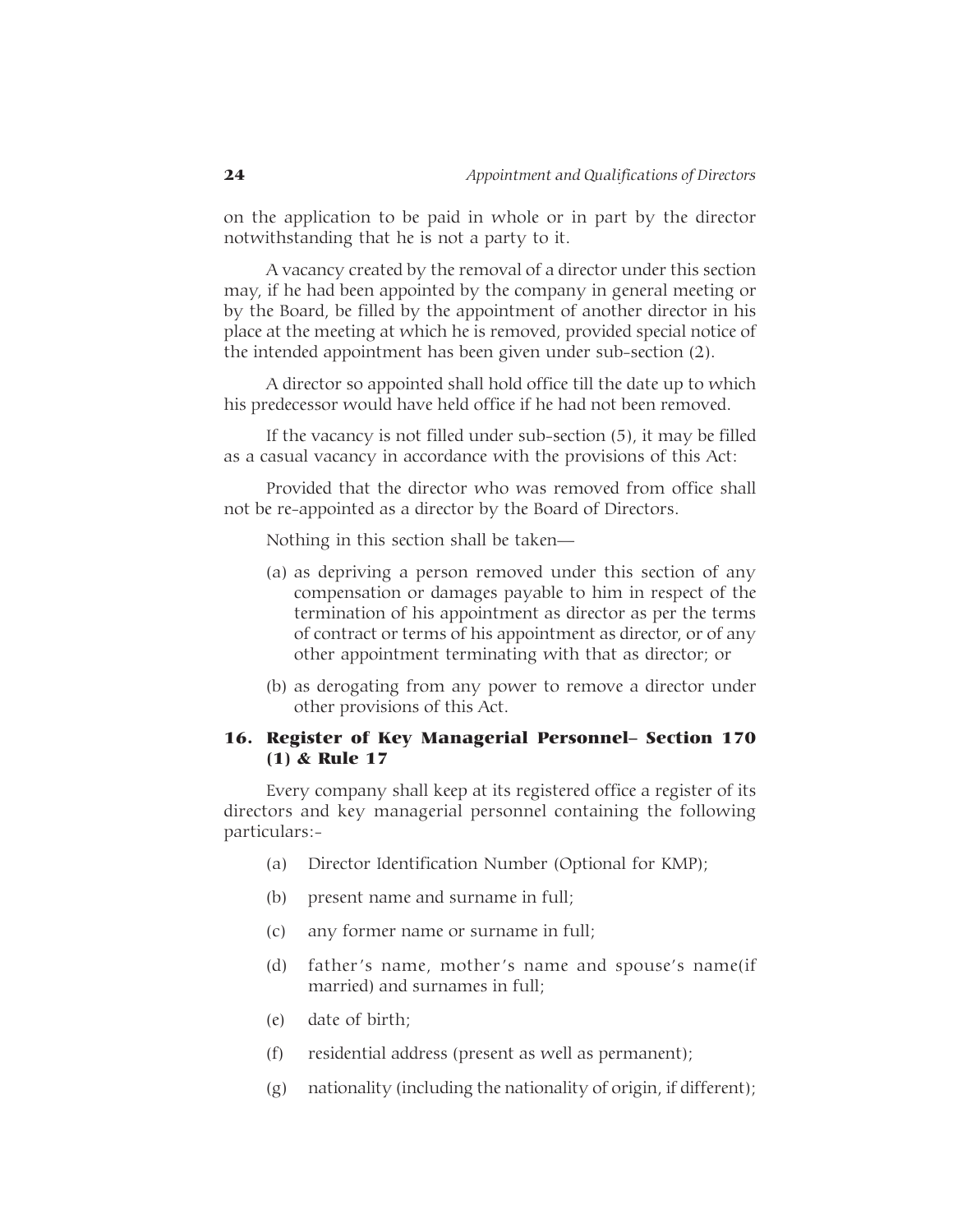on the application to be paid in whole or in part by the director notwithstanding that he is not a party to it.

A vacancy created by the removal of a director under this section may, if he had been appointed by the company in general meeting or by the Board, be filled by the appointment of another director in his place at the meeting at which he is removed, provided special notice of the intended appointment has been given under sub-section (2).

A director so appointed shall hold office till the date up to which his predecessor would have held office if he had not been removed.

If the vacancy is not filled under sub-section (5), it may be filled as a casual vacancy in accordance with the provisions of this Act:

Provided that the director who was removed from office shall not be re-appointed as a director by the Board of Directors.

Nothing in this section shall be taken—

(a) as depriving a person removed under this section of any compensation or damages payable to him in respect of the termination of his appointment as director as per the terms of contract or terms of his appointment as director, or of any other appointment terminating with that as director; or

(b) as derogating from any power to remove a director under other provisions of this Act.

## 16. Register of Key Managerial Personnel– Section 170 (1) & Rule 17

Every company shall keep at its registered office a register of its directors and key managerial personnel containing the following particulars:-

(a) Director Identification Number (Optional for KMP);

(b) present name and surname in full;

(c) any former name or surname in full;

(d) father's name, mother's name and spouse's name(if married) and surnames in full;

(e) date of birth;

(f) residential address (present as well as permanent);

(g) nationality (including the nationality of origin, if different);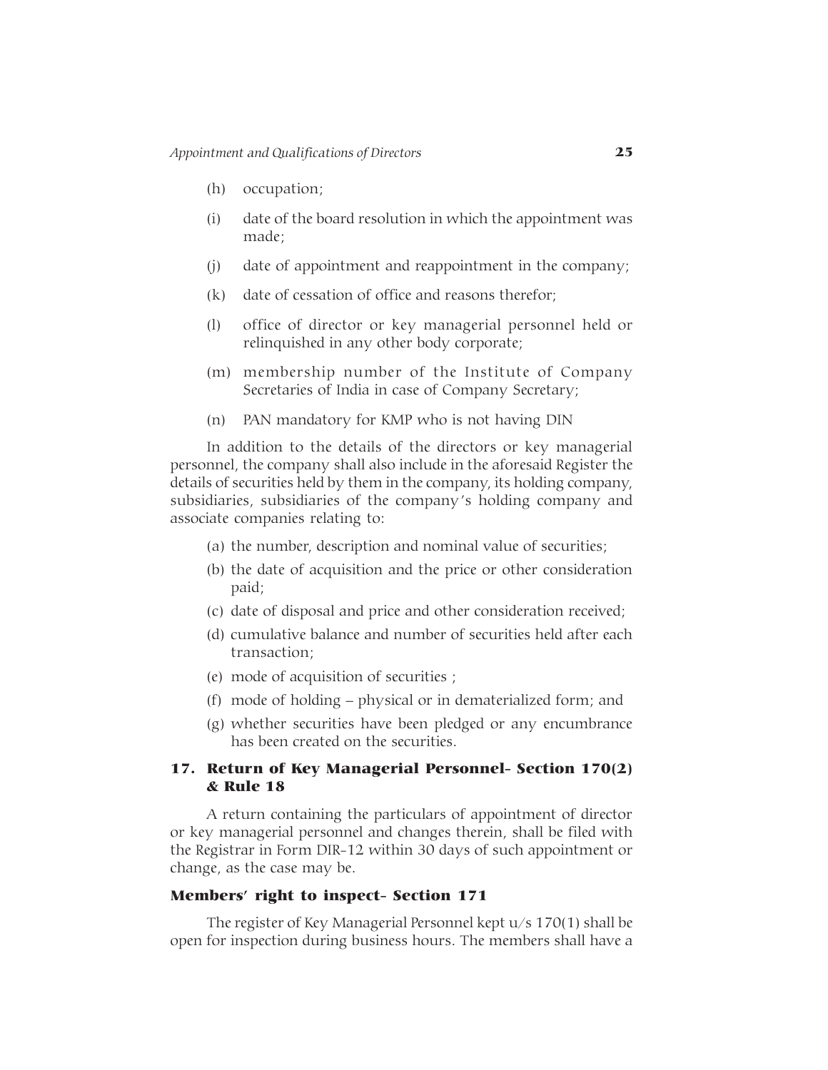(h) occupation;

(i) date of the board resolution in which the appointment was made;

(j) date of appointment and reappointment in the company;

(k) date of cessation of office and reasons therefor;

(l) office of director or key managerial personnel held or relinquished in any other body corporate;

(m) membership number of the Institute of Company Secretaries of India in case of Company Secretary;

(n) PAN mandatory for KMP who is not having DIN

In addition to the details of the directors or key managerial personnel, the company shall also include in the aforesaid Register the details of securities held by them in the company, its holding company, subsidiaries, subsidiaries of the company's holding company and associate companies relating to:

(a) the number, description and nominal value of securities;

(b) the date of acquisition and the price or other consideration paid;

(c) date of disposal and price and other consideration received;

(d) cumulative balance and number of securities held after each transaction;

(e) mode of acquisition of securities ;

(f) mode of holding – physical or in dematerialized form; and

(g) whether securities have been pledged or any encumbrance has been created on the securities.

## 17. Return of Key Managerial Personnel- Section 170(2) & Rule 18

A return containing the particulars of appointment of director or key managerial personnel and changes therein, shall be filed with the Registrar in Form DIR-12 within 30 days of such appointment or change, as the case may be.

## Members' right to inspect- Section 171

The register of Key Managerial Personnel kept u/s 170(1) shall be open for inspection during business hours. The members shall have a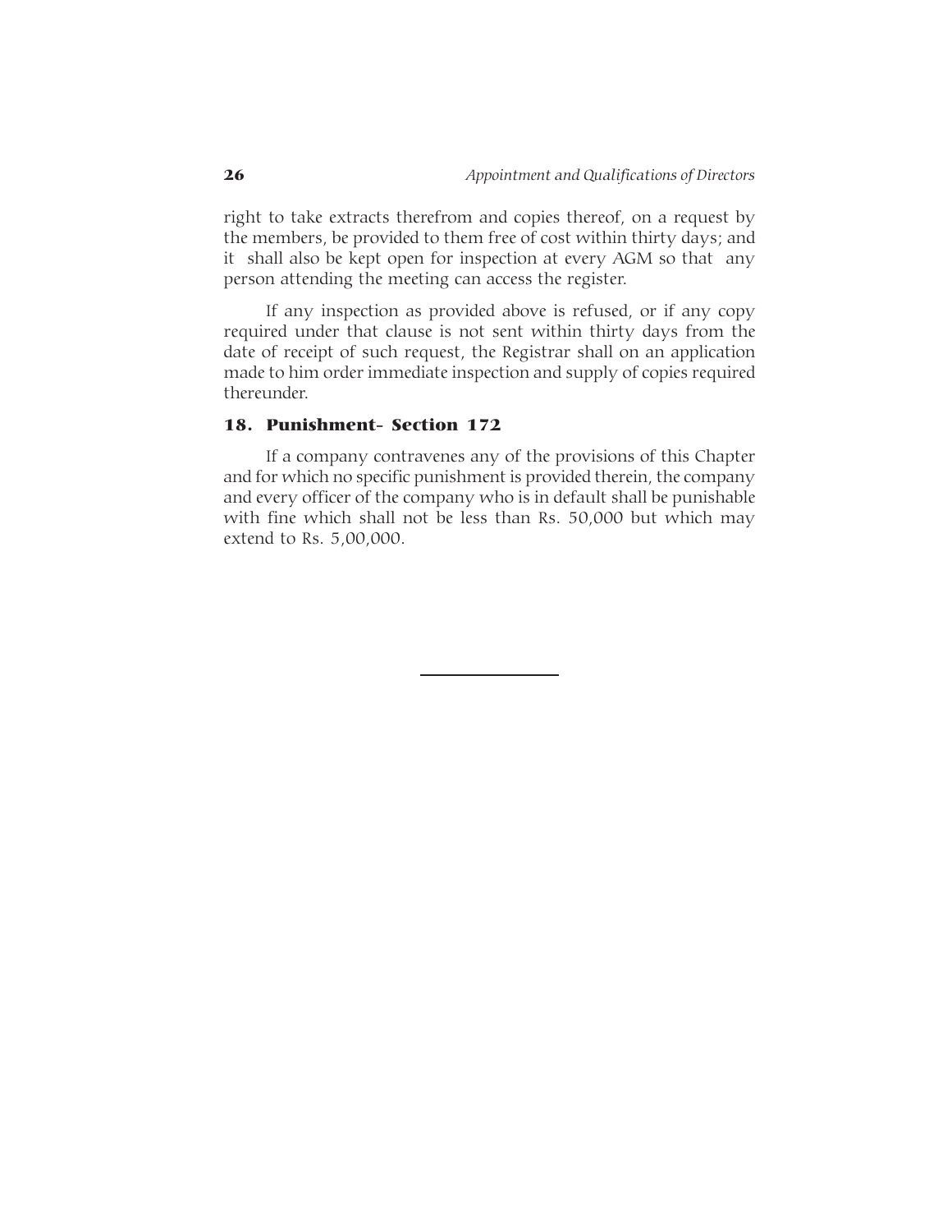right to take extracts therefrom and copies thereof, on a request by the members, be provided to them free of cost within thirty days; and it shall also be kept open for inspection at every AGM so that any person attending the meeting can access the register.

If any inspection as provided above is refused, or if any copy required under that clause is not sent within thirty days from the date of receipt of such request, the Registrar shall on an application made to him order immediate inspection and supply of copies required thereunder.

### 18. Punishment- Section 172

If a company contravenes any of the provisions of this Chapter and for which no specific punishment is provided therein, the company and every officer of the company who is in default shall be punishable with fine which shall not be less than Rs. 50,000 but which may extend to Rs. 5,00,000.